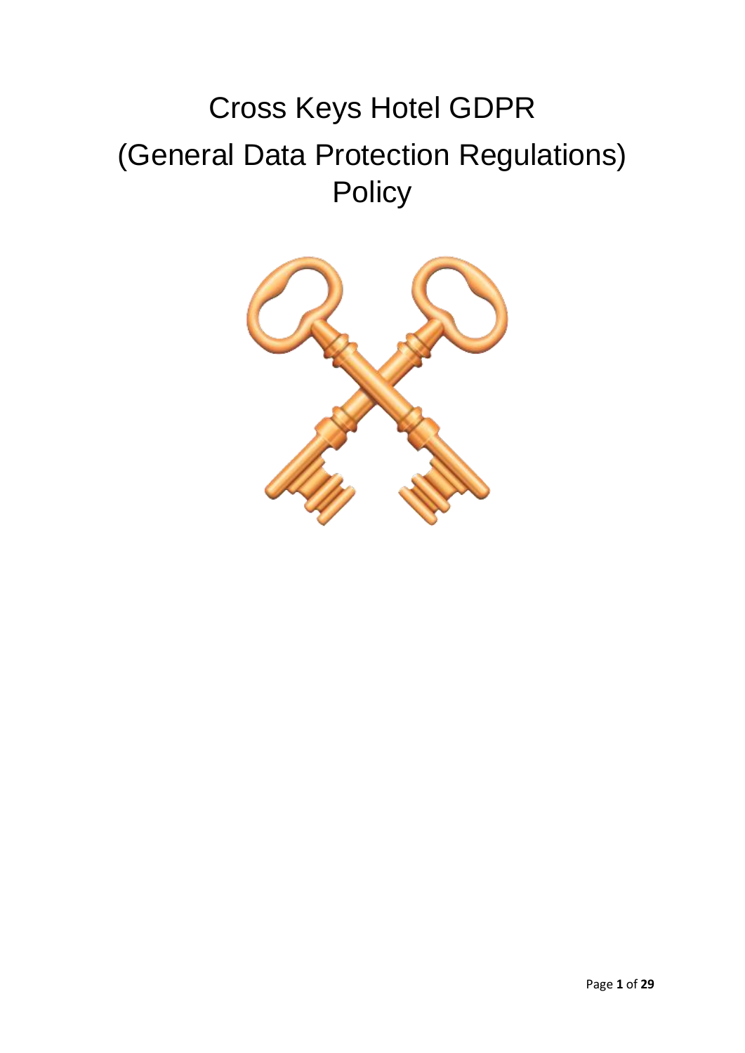# Cross Keys Hotel GDPR
# (General Data Protection Regulations) Policy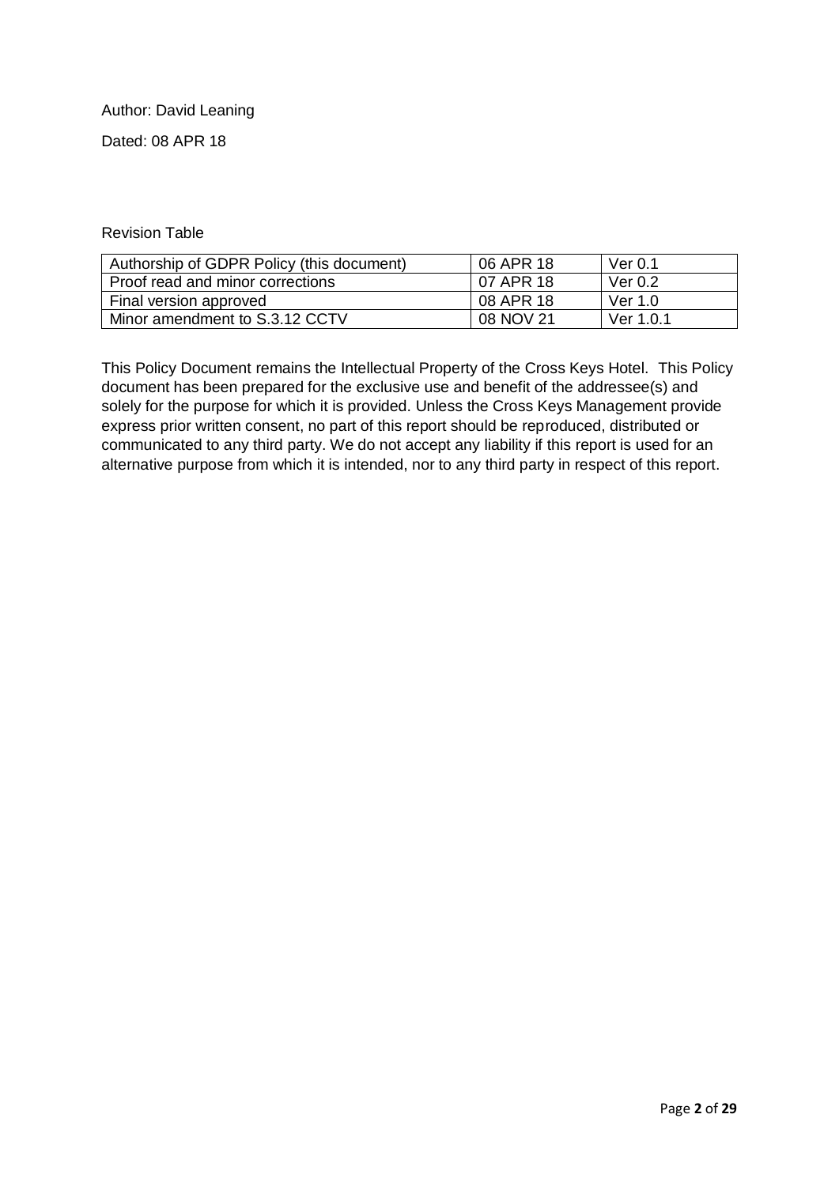Author: David Leaning

Dated: 08 APR 18

Revision Table

| Authorship of GDPR Policy (this document) | 06 APR 18 | Ver 0.1 |
|---|---|---|
| Proof read and minor corrections | 07 APR 18 | Ver 0.2 |
| Final version approved | 08 APR 18 | Ver 1.0 |
| Minor amendment to S.3.12 CCTV | 08 NOV 21 | Ver 1.0.1 |

This Policy Document remains the Intellectual Property of the Cross Keys Hotel. This Policy document has been prepared for the exclusive use and benefit of the addressee(s) and solely for the purpose for which it is provided. Unless the Cross Keys Management provide express prior written consent, no part of this report should be reproduced, distributed or communicated to any third party. We do not accept any liability if this report is used for an alternative purpose from which it is intended, nor to any third party in respect of this report.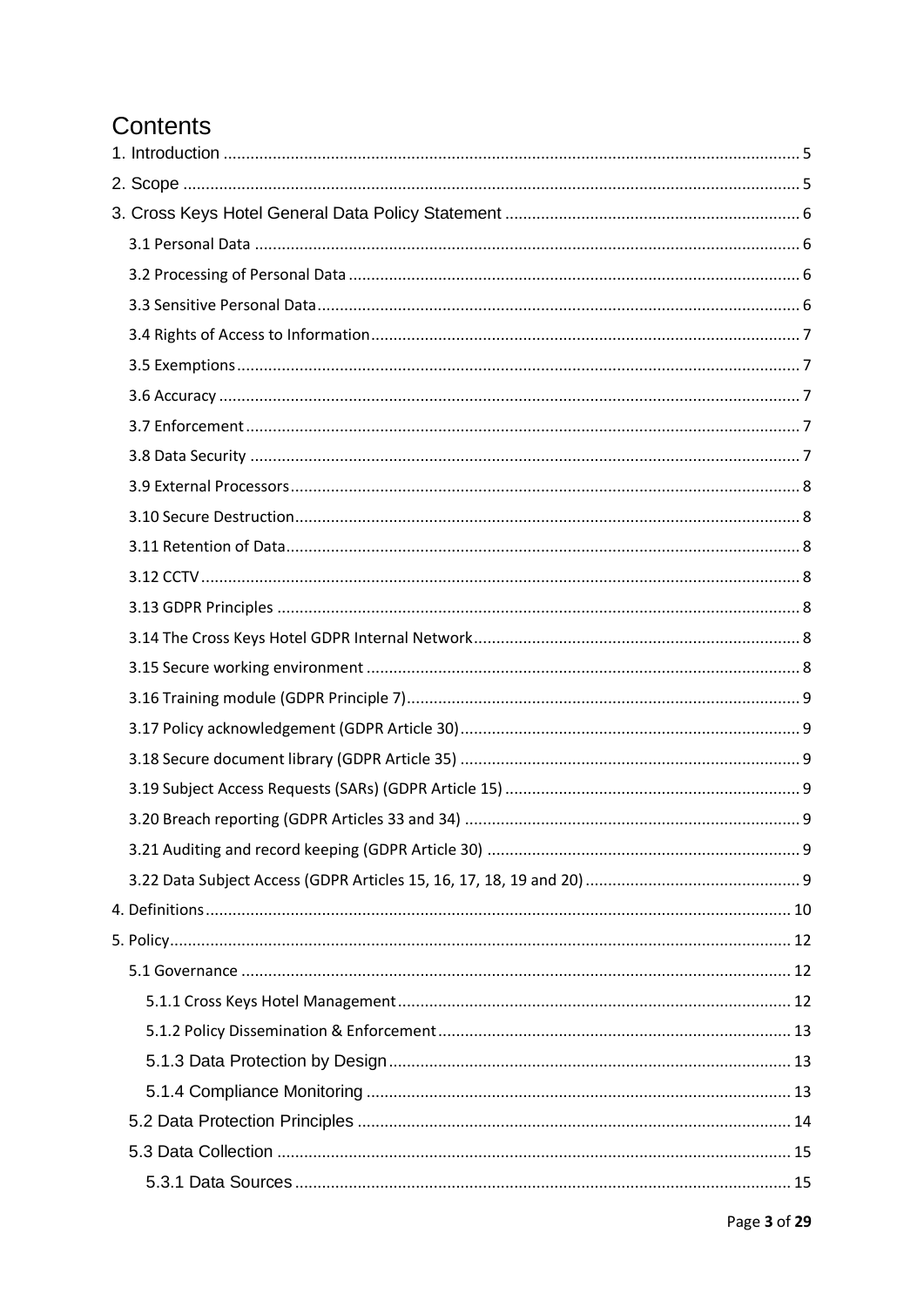# Contents

1. Introduction ............................................................ 5
2. Scope ............................................................ 5
3. Cross Keys Hotel General Data Policy Statement ............................................................ 6
   - 3.1 Personal Data ............................................................ 6
   - 3.2 Processing of Personal Data ............................................................ 6
   - 3.3 Sensitive Personal Data ............................................................ 6
   - 3.4 Rights of Access to Information ............................................................ 7
   - 3.5 Exemptions ............................................................ 7
   - 3.6 Accuracy ............................................................ 7
   - 3.7 Enforcement ............................................................ 7
   - 3.8 Data Security ............................................................ 7
   - 3.9 External Processors ............................................................ 8
   - 3.10 Secure Destruction ............................................................ 8
   - 3.11 Retention of Data ............................................................ 8
   - 3.12 CCTV ............................................................ 8
   - 3.13 GDPR Principles ............................................................ 8
   - 3.14 The Cross Keys Hotel GDPR Internal Network ............................................................ 8
   - 3.15 Secure working environment ............................................................ 8
   - 3.16 Training module (GDPR Principle 7) ............................................................ 9
   - 3.17 Policy acknowledgement (GDPR Article 30) ............................................................ 9
   - 3.18 Secure document library (GDPR Article 35) ............................................................ 9
   - 3.19 Subject Access Requests (SARs) (GDPR Article 15) ............................................................ 9
   - 3.20 Breach reporting (GDPR Articles 33 and 34) ............................................................ 9
   - 3.21 Auditing and record keeping (GDPR Article 30) ............................................................ 9
   - 3.22 Data Subject Access (GDPR Articles 15, 16, 17, 18, 19 and 20) ............................................................ 9
4. Definitions ............................................................ 10
5. Policy ............................................................ 12
   - 5.1 Governance ............................................................ 12
     - 5.1.1 Cross Keys Hotel Management ............................................................ 12
     - 5.1.2 Policy Dissemination & Enforcement ............................................................ 13
     - 5.1.3 Data Protection by Design ............................................................ 13
     - 5.1.4 Compliance Monitoring ............................................................ 13
   - 5.2 Data Protection Principles ............................................................ 14
   - 5.3 Data Collection ............................................................ 15
     - 5.3.1 Data Sources ............................................................ 15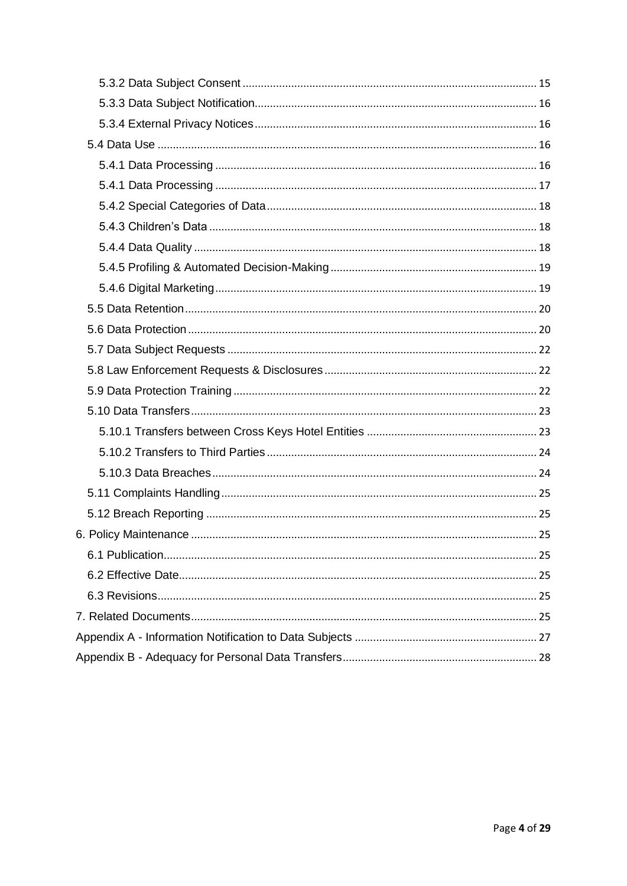5.3.2 Data Subject Consent ........ 15
5.3.3 Data Subject Notification ........ 16
5.3.4 External Privacy Notices ........ 16
5.4 Data Use ........ 16
5.4.1 Data Processing ........ 16
5.4.1 Data Processing ........ 17
5.4.2 Special Categories of Data ........ 18
5.4.3 Children's Data ........ 18
5.4.4 Data Quality ........ 18
5.4.5 Profiling & Automated Decision-Making ........ 19
5.4.6 Digital Marketing ........ 19
5.5 Data Retention ........ 20
5.6 Data Protection ........ 20
5.7 Data Subject Requests ........ 22
5.8 Law Enforcement Requests & Disclosures ........ 22
5.9 Data Protection Training ........ 22
5.10 Data Transfers ........ 23
5.10.1 Transfers between Cross Keys Hotel Entities ........ 23
5.10.2 Transfers to Third Parties ........ 24
5.10.3 Data Breaches ........ 24
5.11 Complaints Handling ........ 25
5.12 Breach Reporting ........ 25
6. Policy Maintenance ........ 25
6.1 Publication ........ 25
6.2 Effective Date ........ 25
6.3 Revisions ........ 25
7. Related Documents ........ 25
Appendix A - Information Notification to Data Subjects ........ 27
Appendix B - Adequacy for Personal Data Transfers ........ 28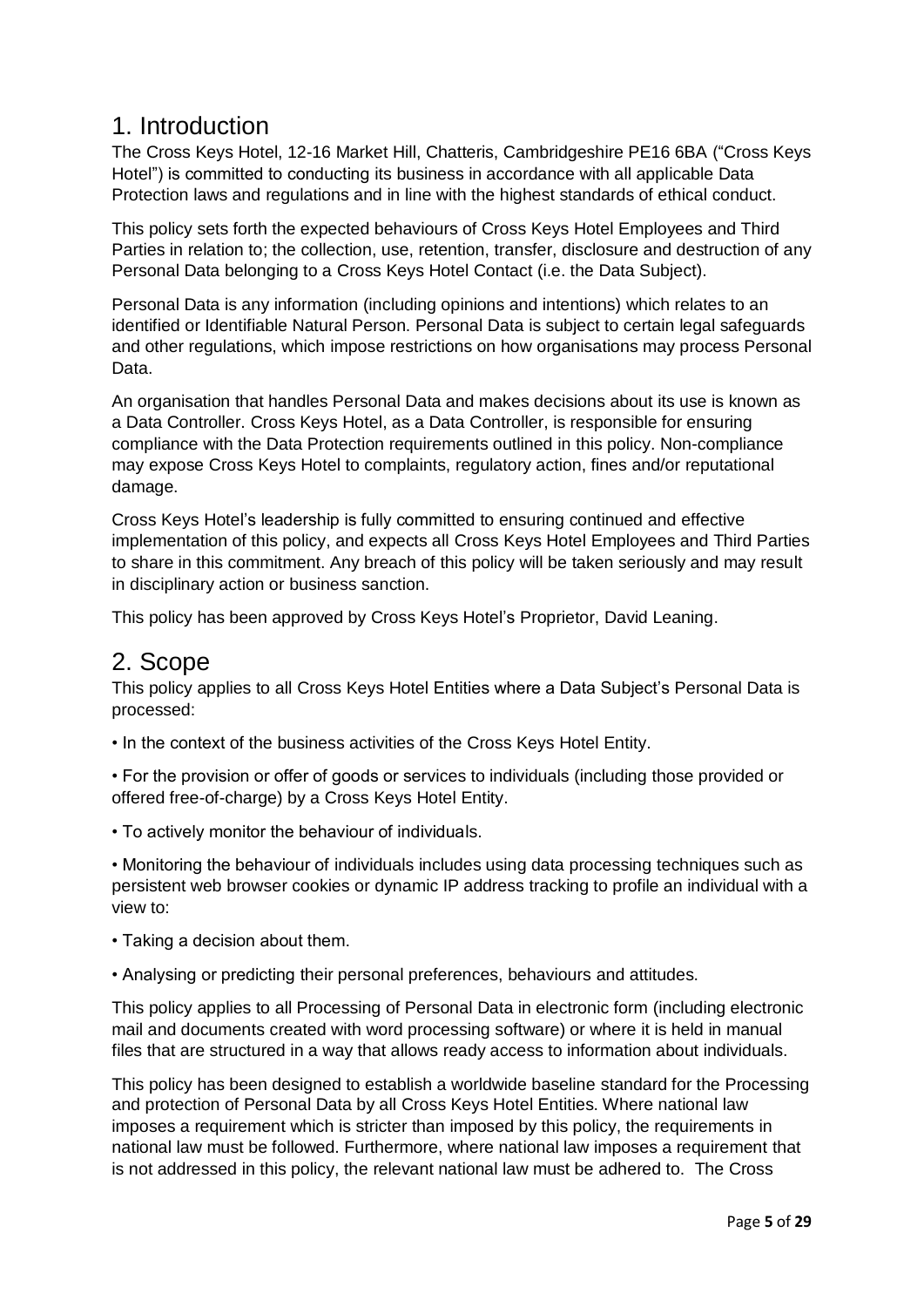# 1. Introduction

The Cross Keys Hotel, 12-16 Market Hill, Chatteris, Cambridgeshire PE16 6BA ("Cross Keys Hotel") is committed to conducting its business in accordance with all applicable Data Protection laws and regulations and in line with the highest standards of ethical conduct.

This policy sets forth the expected behaviours of Cross Keys Hotel Employees and Third Parties in relation to; the collection, use, retention, transfer, disclosure and destruction of any Personal Data belonging to a Cross Keys Hotel Contact (i.e. the Data Subject).

Personal Data is any information (including opinions and intentions) which relates to an identified or Identifiable Natural Person. Personal Data is subject to certain legal safeguards and other regulations, which impose restrictions on how organisations may process Personal Data.

An organisation that handles Personal Data and makes decisions about its use is known as a Data Controller. Cross Keys Hotel, as a Data Controller, is responsible for ensuring compliance with the Data Protection requirements outlined in this policy. Non-compliance may expose Cross Keys Hotel to complaints, regulatory action, fines and/or reputational damage.

Cross Keys Hotel's leadership is fully committed to ensuring continued and effective implementation of this policy, and expects all Cross Keys Hotel Employees and Third Parties to share in this commitment. Any breach of this policy will be taken seriously and may result in disciplinary action or business sanction.

This policy has been approved by Cross Keys Hotel's Proprietor, David Leaning.

# 2. Scope

This policy applies to all Cross Keys Hotel Entities where a Data Subject's Personal Data is processed:

- In the context of the business activities of the Cross Keys Hotel Entity.
- For the provision or offer of goods or services to individuals (including those provided or offered free-of-charge) by a Cross Keys Hotel Entity.
- To actively monitor the behaviour of individuals.
- Monitoring the behaviour of individuals includes using data processing techniques such as persistent web browser cookies or dynamic IP address tracking to profile an individual with a view to:
- Taking a decision about them.
- Analysing or predicting their personal preferences, behaviours and attitudes.

This policy applies to all Processing of Personal Data in electronic form (including electronic mail and documents created with word processing software) or where it is held in manual files that are structured in a way that allows ready access to information about individuals.

This policy has been designed to establish a worldwide baseline standard for the Processing and protection of Personal Data by all Cross Keys Hotel Entities. Where national law imposes a requirement which is stricter than imposed by this policy, the requirements in national law must be followed. Furthermore, where national law imposes a requirement that is not addressed in this policy, the relevant national law must be adhered to. The Cross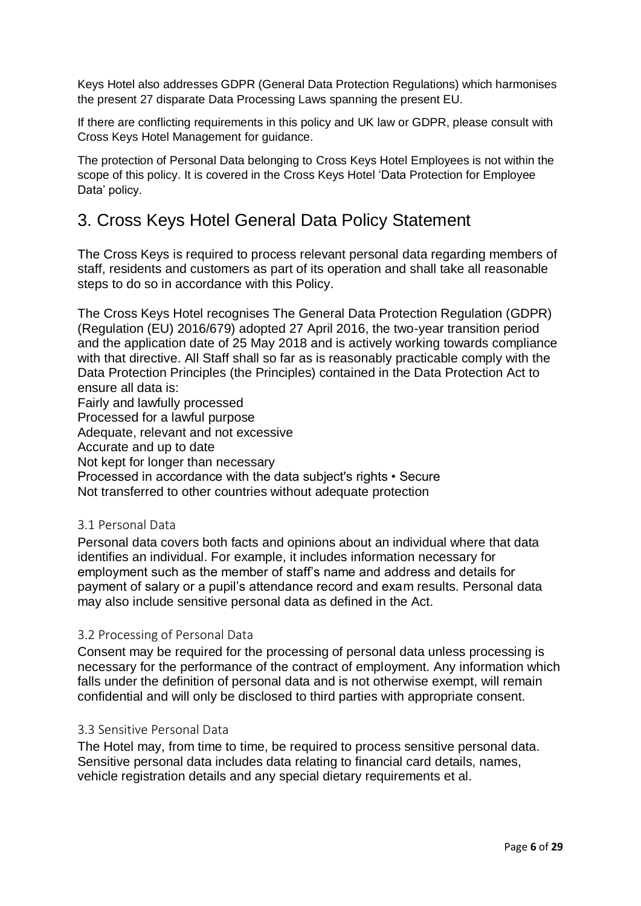Keys Hotel also addresses GDPR (General Data Protection Regulations) which harmonises the present 27 disparate Data Processing Laws spanning the present EU.

If there are conflicting requirements in this policy and UK law or GDPR, please consult with Cross Keys Hotel Management for guidance.

The protection of Personal Data belonging to Cross Keys Hotel Employees is not within the scope of this policy. It is covered in the Cross Keys Hotel 'Data Protection for Employee Data' policy.

# 3. Cross Keys Hotel General Data Policy Statement

The Cross Keys is required to process relevant personal data regarding members of staff, residents and customers as part of its operation and shall take all reasonable steps to do so in accordance with this Policy.

The Cross Keys Hotel recognises The General Data Protection Regulation (GDPR) (Regulation (EU) 2016/679) adopted 27 April 2016, the two-year transition period and the application date of 25 May 2018 and is actively working towards compliance with that directive. All Staff shall so far as is reasonably practicable comply with the Data Protection Principles (the Principles) contained in the Data Protection Act to ensure all data is:

Fairly and lawfully processed
Processed for a lawful purpose
Adequate, relevant and not excessive
Accurate and up to date
Not kept for longer than necessary
Processed in accordance with the data subject's rights • Secure
Not transferred to other countries without adequate protection

### 3.1 Personal Data

Personal data covers both facts and opinions about an individual where that data identifies an individual. For example, it includes information necessary for employment such as the member of staff's name and address and details for payment of salary or a pupil's attendance record and exam results. Personal data may also include sensitive personal data as defined in the Act.

### 3.2 Processing of Personal Data

Consent may be required for the processing of personal data unless processing is necessary for the performance of the contract of employment. Any information which falls under the definition of personal data and is not otherwise exempt, will remain confidential and will only be disclosed to third parties with appropriate consent.

### 3.3 Sensitive Personal Data

The Hotel may, from time to time, be required to process sensitive personal data. Sensitive personal data includes data relating to financial card details, names, vehicle registration details and any special dietary requirements et al.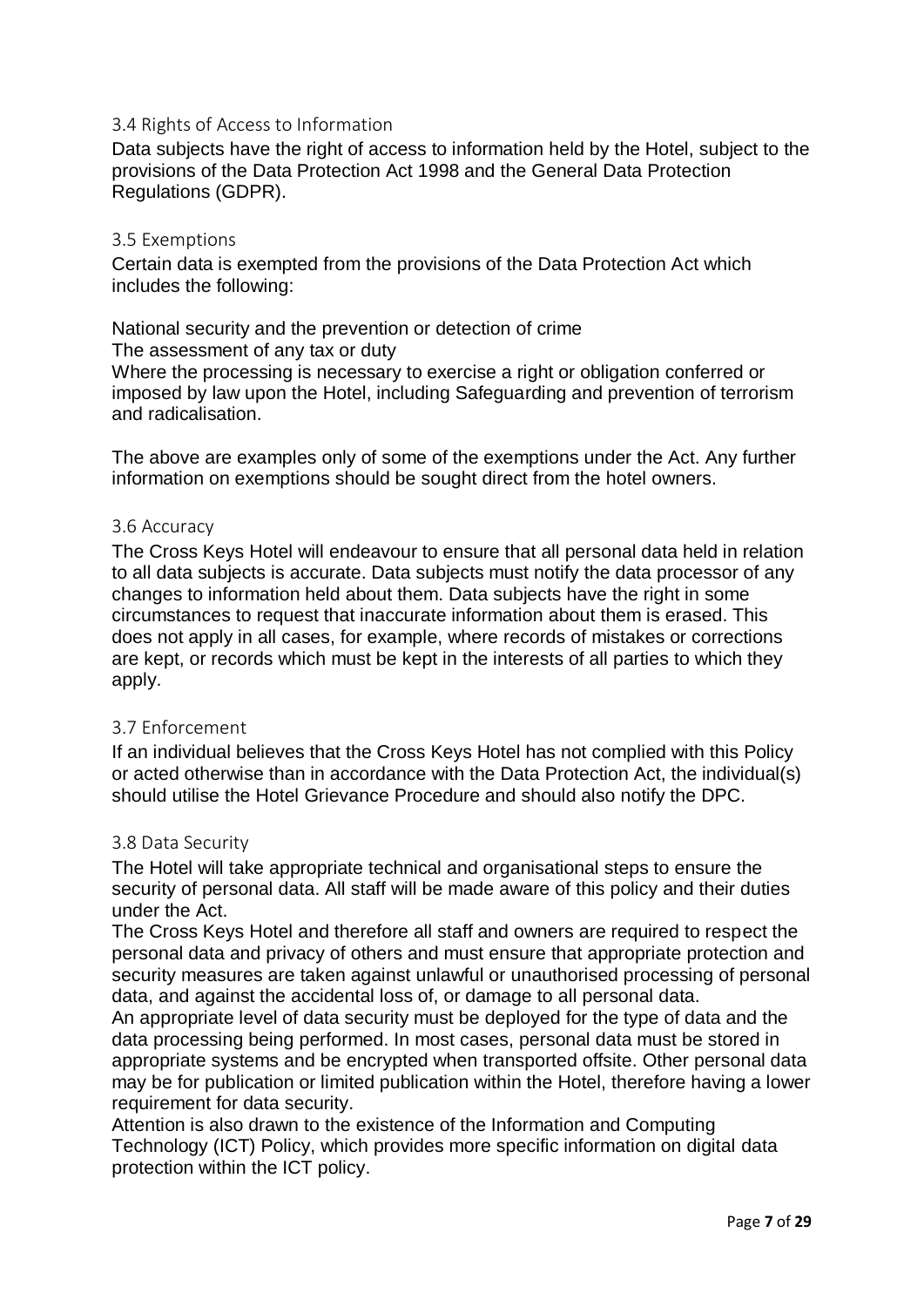### 3.4 Rights of Access to Information

Data subjects have the right of access to information held by the Hotel, subject to the provisions of the Data Protection Act 1998 and the General Data Protection Regulations (GDPR).

### 3.5 Exemptions

Certain data is exempted from the provisions of the Data Protection Act which includes the following:

National security and the prevention or detection of crime
The assessment of any tax or duty
Where the processing is necessary to exercise a right or obligation conferred or imposed by law upon the Hotel, including Safeguarding and prevention of terrorism and radicalisation.

The above are examples only of some of the exemptions under the Act. Any further information on exemptions should be sought direct from the hotel owners.

### 3.6 Accuracy

The Cross Keys Hotel will endeavour to ensure that all personal data held in relation to all data subjects is accurate. Data subjects must notify the data processor of any changes to information held about them. Data subjects have the right in some circumstances to request that inaccurate information about them is erased. This does not apply in all cases, for example, where records of mistakes or corrections are kept, or records which must be kept in the interests of all parties to which they apply.

### 3.7 Enforcement

If an individual believes that the Cross Keys Hotel has not complied with this Policy or acted otherwise than in accordance with the Data Protection Act, the individual(s) should utilise the Hotel Grievance Procedure and should also notify the DPC.

### 3.8 Data Security

The Hotel will take appropriate technical and organisational steps to ensure the security of personal data. All staff will be made aware of this policy and their duties under the Act.
The Cross Keys Hotel and therefore all staff and owners are required to respect the personal data and privacy of others and must ensure that appropriate protection and security measures are taken against unlawful or unauthorised processing of personal data, and against the accidental loss of, or damage to all personal data.
An appropriate level of data security must be deployed for the type of data and the data processing being performed. In most cases, personal data must be stored in appropriate systems and be encrypted when transported offsite. Other personal data may be for publication or limited publication within the Hotel, therefore having a lower requirement for data security.
Attention is also drawn to the existence of the Information and Computing Technology (ICT) Policy, which provides more specific information on digital data protection within the ICT policy.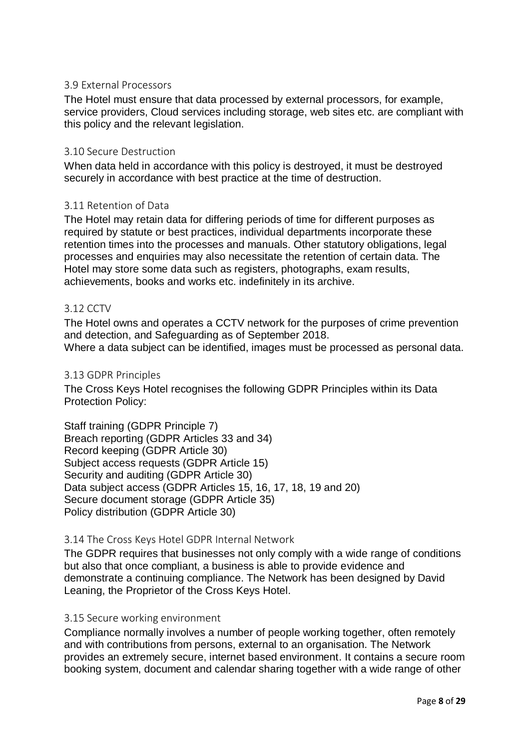### 3.9 External Processors

The Hotel must ensure that data processed by external processors, for example, service providers, Cloud services including storage, web sites etc. are compliant with this policy and the relevant legislation.

### 3.10 Secure Destruction

When data held in accordance with this policy is destroyed, it must be destroyed securely in accordance with best practice at the time of destruction.

### 3.11 Retention of Data

The Hotel may retain data for differing periods of time for different purposes as required by statute or best practices, individual departments incorporate these retention times into the processes and manuals. Other statutory obligations, legal processes and enquiries may also necessitate the retention of certain data. The Hotel may store some data such as registers, photographs, exam results, achievements, books and works etc. indefinitely in its archive.

### 3.12 CCTV

The Hotel owns and operates a CCTV network for the purposes of crime prevention and detection, and Safeguarding as of September 2018.
Where a data subject can be identified, images must be processed as personal data.

### 3.13 GDPR Principles

The Cross Keys Hotel recognises the following GDPR Principles within its Data Protection Policy:

Staff training (GDPR Principle 7)
Breach reporting (GDPR Articles 33 and 34)
Record keeping (GDPR Article 30)
Subject access requests (GDPR Article 15)
Security and auditing (GDPR Article 30)
Data subject access (GDPR Articles 15, 16, 17, 18, 19 and 20)
Secure document storage (GDPR Article 35)
Policy distribution (GDPR Article 30)

### 3.14 The Cross Keys Hotel GDPR Internal Network

The GDPR requires that businesses not only comply with a wide range of conditions but also that once compliant, a business is able to provide evidence and demonstrate a continuing compliance. The Network has been designed by David Leaning, the Proprietor of the Cross Keys Hotel.

### 3.15 Secure working environment

Compliance normally involves a number of people working together, often remotely and with contributions from persons, external to an organisation. The Network provides an extremely secure, internet based environment. It contains a secure room booking system, document and calendar sharing together with a wide range of other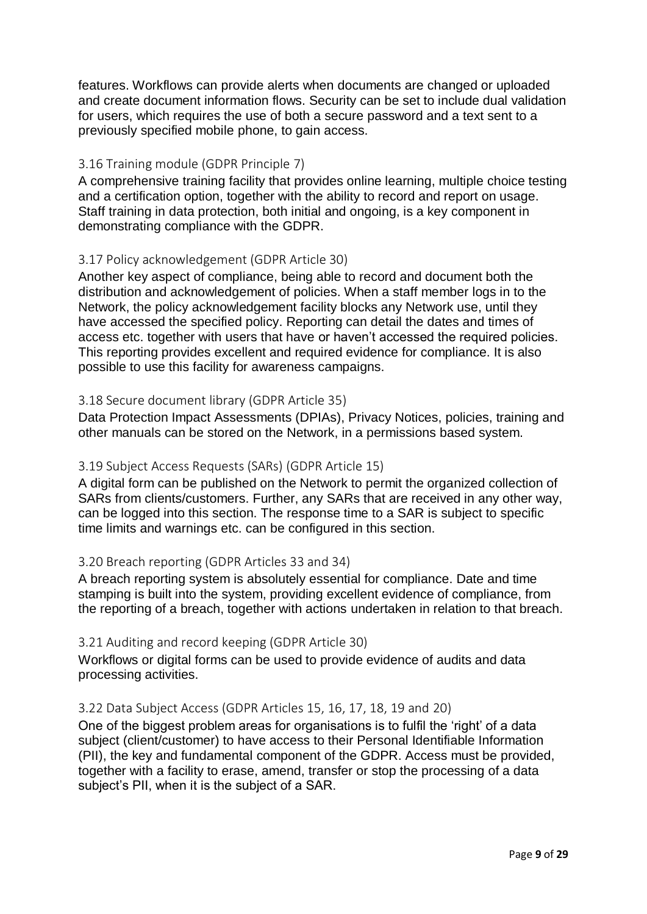features. Workflows can provide alerts when documents are changed or uploaded and create document information flows. Security can be set to include dual validation for users, which requires the use of both a secure password and a text sent to a previously specified mobile phone, to gain access.

### 3.16 Training module (GDPR Principle 7)

A comprehensive training facility that provides online learning, multiple choice testing and a certification option, together with the ability to record and report on usage. Staff training in data protection, both initial and ongoing, is a key component in demonstrating compliance with the GDPR.

### 3.17 Policy acknowledgement (GDPR Article 30)

Another key aspect of compliance, being able to record and document both the distribution and acknowledgement of policies. When a staff member logs in to the Network, the policy acknowledgement facility blocks any Network use, until they have accessed the specified policy. Reporting can detail the dates and times of access etc. together with users that have or haven't accessed the required policies. This reporting provides excellent and required evidence for compliance. It is also possible to use this facility for awareness campaigns.

### 3.18 Secure document library (GDPR Article 35)

Data Protection Impact Assessments (DPIAs), Privacy Notices, policies, training and other manuals can be stored on the Network, in a permissions based system.

### 3.19 Subject Access Requests (SARs) (GDPR Article 15)

A digital form can be published on the Network to permit the organized collection of SARs from clients/customers. Further, any SARs that are received in any other way, can be logged into this section. The response time to a SAR is subject to specific time limits and warnings etc. can be configured in this section.

### 3.20 Breach reporting (GDPR Articles 33 and 34)

A breach reporting system is absolutely essential for compliance. Date and time stamping is built into the system, providing excellent evidence of compliance, from the reporting of a breach, together with actions undertaken in relation to that breach.

### 3.21 Auditing and record keeping (GDPR Article 30)

Workflows or digital forms can be used to provide evidence of audits and data processing activities.

### 3.22 Data Subject Access (GDPR Articles 15, 16, 17, 18, 19 and 20)

One of the biggest problem areas for organisations is to fulfil the 'right' of a data subject (client/customer) to have access to their Personal Identifiable Information (PII), the key and fundamental component of the GDPR. Access must be provided, together with a facility to erase, amend, transfer or stop the processing of a data subject's PII, when it is the subject of a SAR.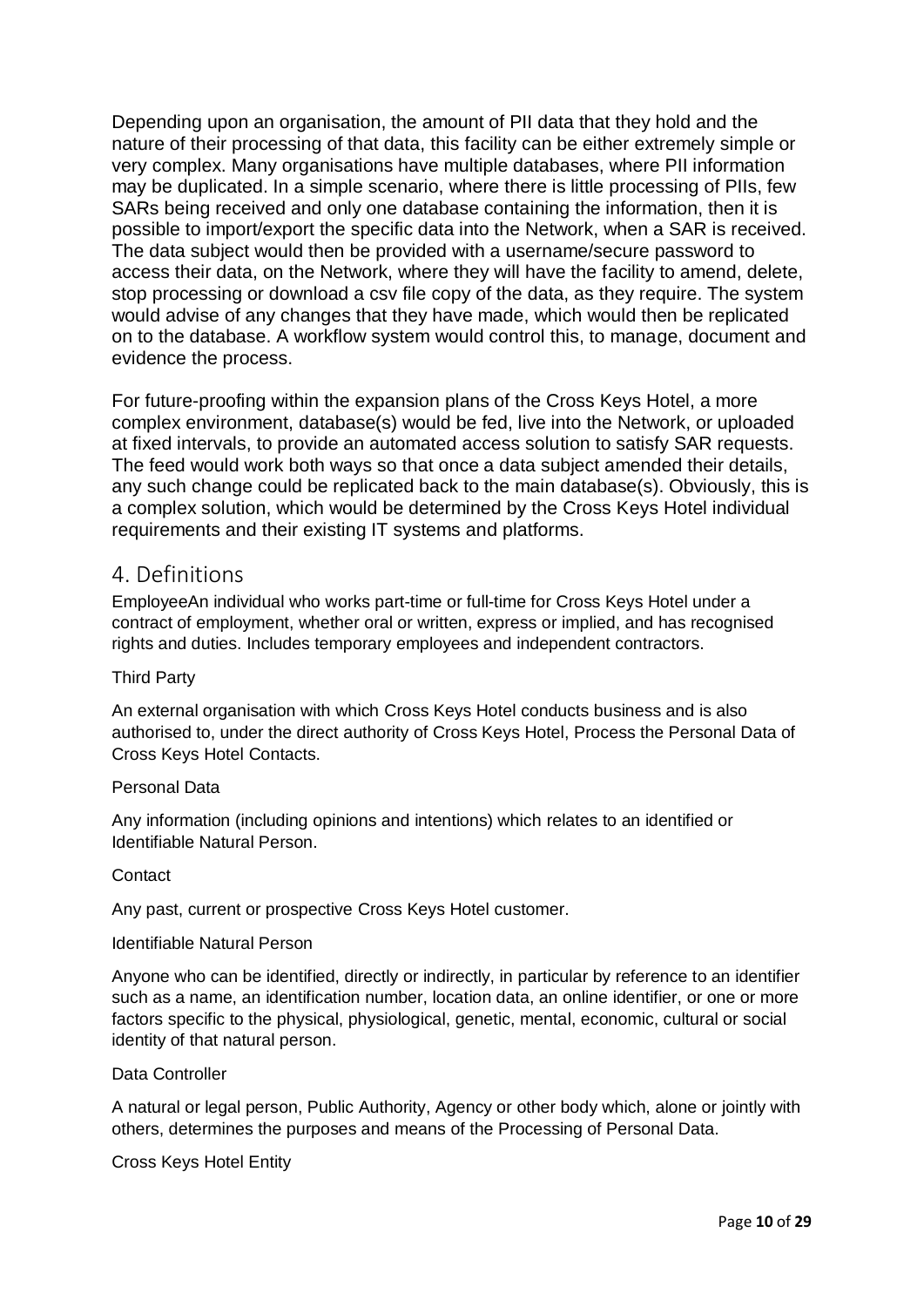Depending upon an organisation, the amount of PII data that they hold and the nature of their processing of that data, this facility can be either extremely simple or very complex. Many organisations have multiple databases, where PII information may be duplicated. In a simple scenario, where there is little processing of PIIs, few SARs being received and only one database containing the information, then it is possible to import/export the specific data into the Network, when a SAR is received. The data subject would then be provided with a username/secure password to access their data, on the Network, where they will have the facility to amend, delete, stop processing or download a csv file copy of the data, as they require. The system would advise of any changes that they have made, which would then be replicated on to the database. A workflow system would control this, to manage, document and evidence the process.

For future-proofing within the expansion plans of the Cross Keys Hotel, a more complex environment, database(s) would be fed, live into the Network, or uploaded at fixed intervals, to provide an automated access solution to satisfy SAR requests. The feed would work both ways so that once a data subject amended their details, any such change could be replicated back to the main database(s). Obviously, this is a complex solution, which would be determined by the Cross Keys Hotel individual requirements and their existing IT systems and platforms.

## 4. Definitions

EmployeeAn individual who works part-time or full-time for Cross Keys Hotel under a contract of employment, whether oral or written, express or implied, and has recognised rights and duties. Includes temporary employees and independent contractors.

Third Party

An external organisation with which Cross Keys Hotel conducts business and is also authorised to, under the direct authority of Cross Keys Hotel, Process the Personal Data of Cross Keys Hotel Contacts.

Personal Data

Any information (including opinions and intentions) which relates to an identified or Identifiable Natural Person.

Contact

Any past, current or prospective Cross Keys Hotel customer.

Identifiable Natural Person

Anyone who can be identified, directly or indirectly, in particular by reference to an identifier such as a name, an identification number, location data, an online identifier, or one or more factors specific to the physical, physiological, genetic, mental, economic, cultural or social identity of that natural person.

Data Controller

A natural or legal person, Public Authority, Agency or other body which, alone or jointly with others, determines the purposes and means of the Processing of Personal Data.

Cross Keys Hotel Entity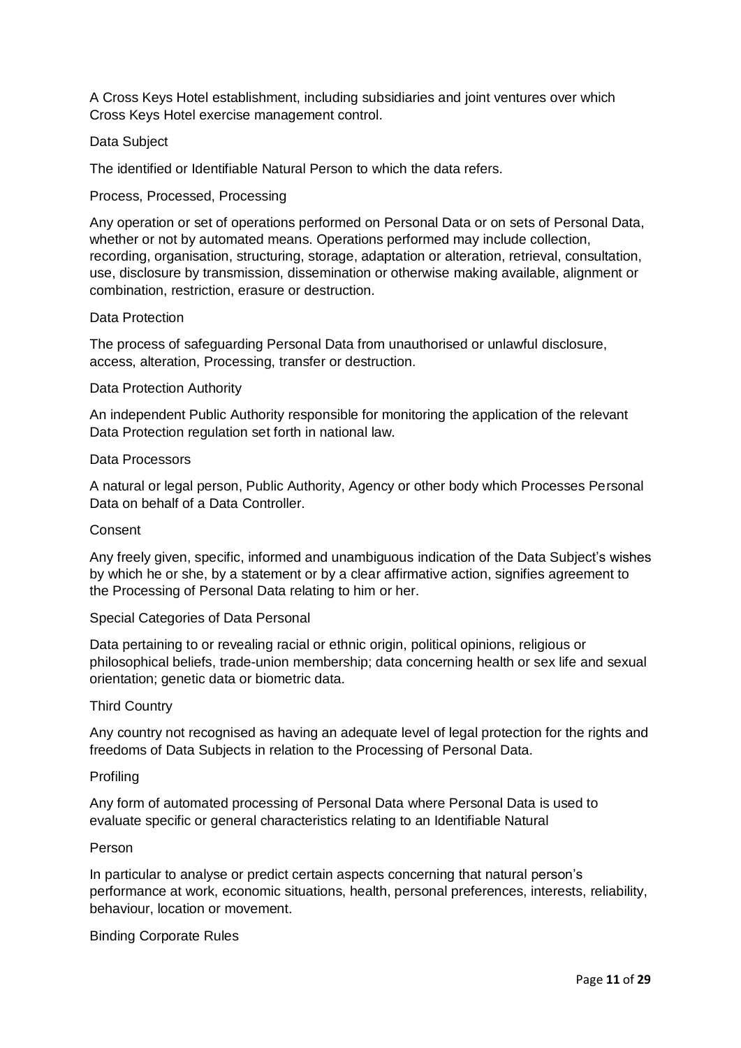A Cross Keys Hotel establishment, including subsidiaries and joint ventures over which Cross Keys Hotel exercise management control.

Data Subject

The identified or Identifiable Natural Person to which the data refers.

Process, Processed, Processing

Any operation or set of operations performed on Personal Data or on sets of Personal Data, whether or not by automated means. Operations performed may include collection, recording, organisation, structuring, storage, adaptation or alteration, retrieval, consultation, use, disclosure by transmission, dissemination or otherwise making available, alignment or combination, restriction, erasure or destruction.

Data Protection

The process of safeguarding Personal Data from unauthorised or unlawful disclosure, access, alteration, Processing, transfer or destruction.

Data Protection Authority

An independent Public Authority responsible for monitoring the application of the relevant Data Protection regulation set forth in national law.

Data Processors

A natural or legal person, Public Authority, Agency or other body which Processes Personal Data on behalf of a Data Controller.

Consent

Any freely given, specific, informed and unambiguous indication of the Data Subject's wishes by which he or she, by a statement or by a clear affirmative action, signifies agreement to the Processing of Personal Data relating to him or her.

Special Categories of Data Personal

Data pertaining to or revealing racial or ethnic origin, political opinions, religious or philosophical beliefs, trade-union membership; data concerning health or sex life and sexual orientation; genetic data or biometric data.

Third Country

Any country not recognised as having an adequate level of legal protection for the rights and freedoms of Data Subjects in relation to the Processing of Personal Data.

Profiling

Any form of automated processing of Personal Data where Personal Data is used to evaluate specific or general characteristics relating to an Identifiable Natural

Person

In particular to analyse or predict certain aspects concerning that natural person's performance at work, economic situations, health, personal preferences, interests, reliability, behaviour, location or movement.

Binding Corporate Rules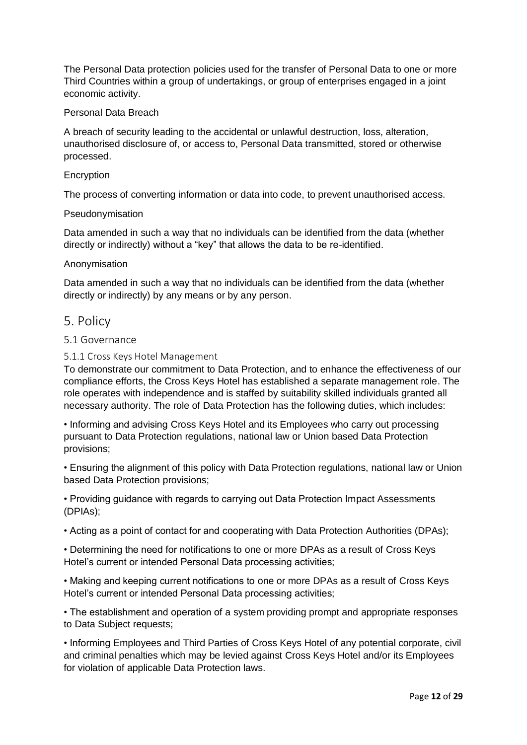The Personal Data protection policies used for the transfer of Personal Data to one or more Third Countries within a group of undertakings, or group of enterprises engaged in a joint economic activity.

Personal Data Breach

A breach of security leading to the accidental or unlawful destruction, loss, alteration, unauthorised disclosure of, or access to, Personal Data transmitted, stored or otherwise processed.

Encryption

The process of converting information or data into code, to prevent unauthorised access.

Pseudonymisation

Data amended in such a way that no individuals can be identified from the data (whether directly or indirectly) without a "key" that allows the data to be re-identified.

Anonymisation

Data amended in such a way that no individuals can be identified from the data (whether directly or indirectly) by any means or by any person.

# 5. Policy

## 5.1 Governance

### 5.1.1 Cross Keys Hotel Management

To demonstrate our commitment to Data Protection, and to enhance the effectiveness of our compliance efforts, the Cross Keys Hotel has established a separate management role. The role operates with independence and is staffed by suitability skilled individuals granted all necessary authority. The role of Data Protection has the following duties, which includes:

• Informing and advising Cross Keys Hotel and its Employees who carry out processing pursuant to Data Protection regulations, national law or Union based Data Protection provisions;

• Ensuring the alignment of this policy with Data Protection regulations, national law or Union based Data Protection provisions;

• Providing guidance with regards to carrying out Data Protection Impact Assessments (DPIAs);

• Acting as a point of contact for and cooperating with Data Protection Authorities (DPAs);

• Determining the need for notifications to one or more DPAs as a result of Cross Keys Hotel's current or intended Personal Data processing activities;

• Making and keeping current notifications to one or more DPAs as a result of Cross Keys Hotel's current or intended Personal Data processing activities;

• The establishment and operation of a system providing prompt and appropriate responses to Data Subject requests;

• Informing Employees and Third Parties of Cross Keys Hotel of any potential corporate, civil and criminal penalties which may be levied against Cross Keys Hotel and/or its Employees for violation of applicable Data Protection laws.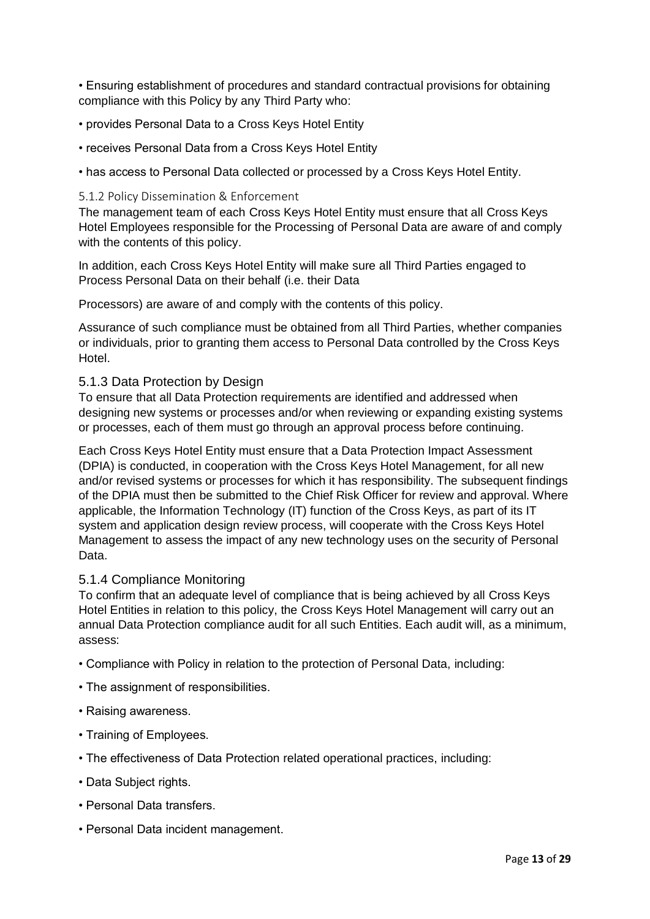• Ensuring establishment of procedures and standard contractual provisions for obtaining compliance with this Policy by any Third Party who:

• provides Personal Data to a Cross Keys Hotel Entity

• receives Personal Data from a Cross Keys Hotel Entity

• has access to Personal Data collected or processed by a Cross Keys Hotel Entity.

#### 5.1.2 Policy Dissemination & Enforcement

The management team of each Cross Keys Hotel Entity must ensure that all Cross Keys Hotel Employees responsible for the Processing of Personal Data are aware of and comply with the contents of this policy.

In addition, each Cross Keys Hotel Entity will make sure all Third Parties engaged to Process Personal Data on their behalf (i.e. their Data

Processors) are aware of and comply with the contents of this policy.

Assurance of such compliance must be obtained from all Third Parties, whether companies or individuals, prior to granting them access to Personal Data controlled by the Cross Keys Hotel.

#### 5.1.3 Data Protection by Design

To ensure that all Data Protection requirements are identified and addressed when designing new systems or processes and/or when reviewing or expanding existing systems or processes, each of them must go through an approval process before continuing.

Each Cross Keys Hotel Entity must ensure that a Data Protection Impact Assessment (DPIA) is conducted, in cooperation with the Cross Keys Hotel Management, for all new and/or revised systems or processes for which it has responsibility. The subsequent findings of the DPIA must then be submitted to the Chief Risk Officer for review and approval. Where applicable, the Information Technology (IT) function of the Cross Keys, as part of its IT system and application design review process, will cooperate with the Cross Keys Hotel Management to assess the impact of any new technology uses on the security of Personal Data.

#### 5.1.4 Compliance Monitoring

To confirm that an adequate level of compliance that is being achieved by all Cross Keys Hotel Entities in relation to this policy, the Cross Keys Hotel Management will carry out an annual Data Protection compliance audit for all such Entities. Each audit will, as a minimum, assess:

• Compliance with Policy in relation to the protection of Personal Data, including:

• The assignment of responsibilities.

• Raising awareness.

• Training of Employees.

• The effectiveness of Data Protection related operational practices, including:

• Data Subject rights.

• Personal Data transfers.

• Personal Data incident management.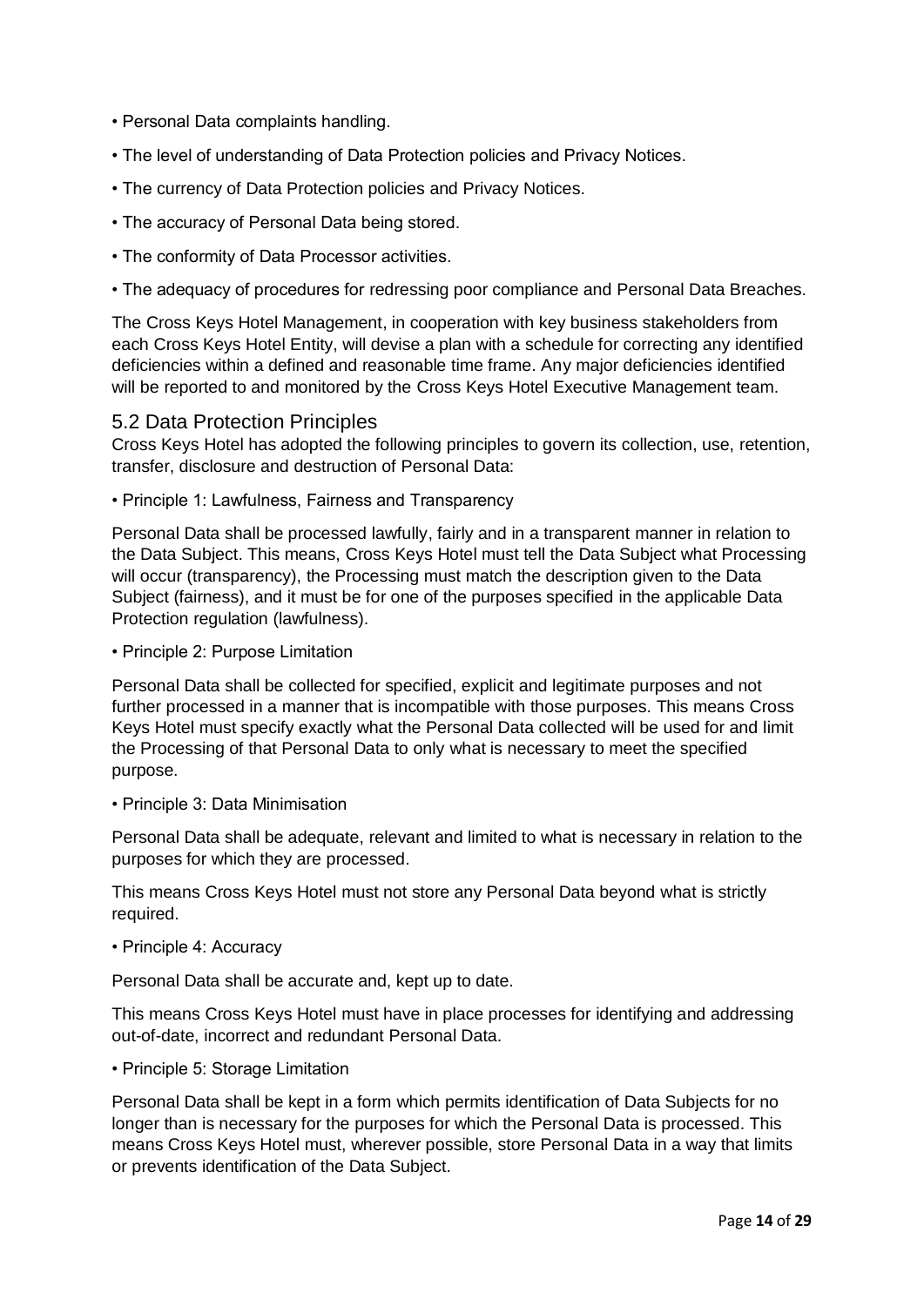- Personal Data complaints handling.
- The level of understanding of Data Protection policies and Privacy Notices.
- The currency of Data Protection policies and Privacy Notices.
- The accuracy of Personal Data being stored.
- The conformity of Data Processor activities.
- The adequacy of procedures for redressing poor compliance and Personal Data Breaches.

The Cross Keys Hotel Management, in cooperation with key business stakeholders from each Cross Keys Hotel Entity, will devise a plan with a schedule for correcting any identified deficiencies within a defined and reasonable time frame. Any major deficiencies identified will be reported to and monitored by the Cross Keys Hotel Executive Management team.

## 5.2 Data Protection Principles

Cross Keys Hotel has adopted the following principles to govern its collection, use, retention, transfer, disclosure and destruction of Personal Data:

- Principle 1: Lawfulness, Fairness and Transparency

Personal Data shall be processed lawfully, fairly and in a transparent manner in relation to the Data Subject. This means, Cross Keys Hotel must tell the Data Subject what Processing will occur (transparency), the Processing must match the description given to the Data Subject (fairness), and it must be for one of the purposes specified in the applicable Data Protection regulation (lawfulness).

- Principle 2: Purpose Limitation

Personal Data shall be collected for specified, explicit and legitimate purposes and not further processed in a manner that is incompatible with those purposes. This means Cross Keys Hotel must specify exactly what the Personal Data collected will be used for and limit the Processing of that Personal Data to only what is necessary to meet the specified purpose.

- Principle 3: Data Minimisation

Personal Data shall be adequate, relevant and limited to what is necessary in relation to the purposes for which they are processed.

This means Cross Keys Hotel must not store any Personal Data beyond what is strictly required.

- Principle 4: Accuracy

Personal Data shall be accurate and, kept up to date.

This means Cross Keys Hotel must have in place processes for identifying and addressing out-of-date, incorrect and redundant Personal Data.

- Principle 5: Storage Limitation

Personal Data shall be kept in a form which permits identification of Data Subjects for no longer than is necessary for the purposes for which the Personal Data is processed. This means Cross Keys Hotel must, wherever possible, store Personal Data in a way that limits or prevents identification of the Data Subject.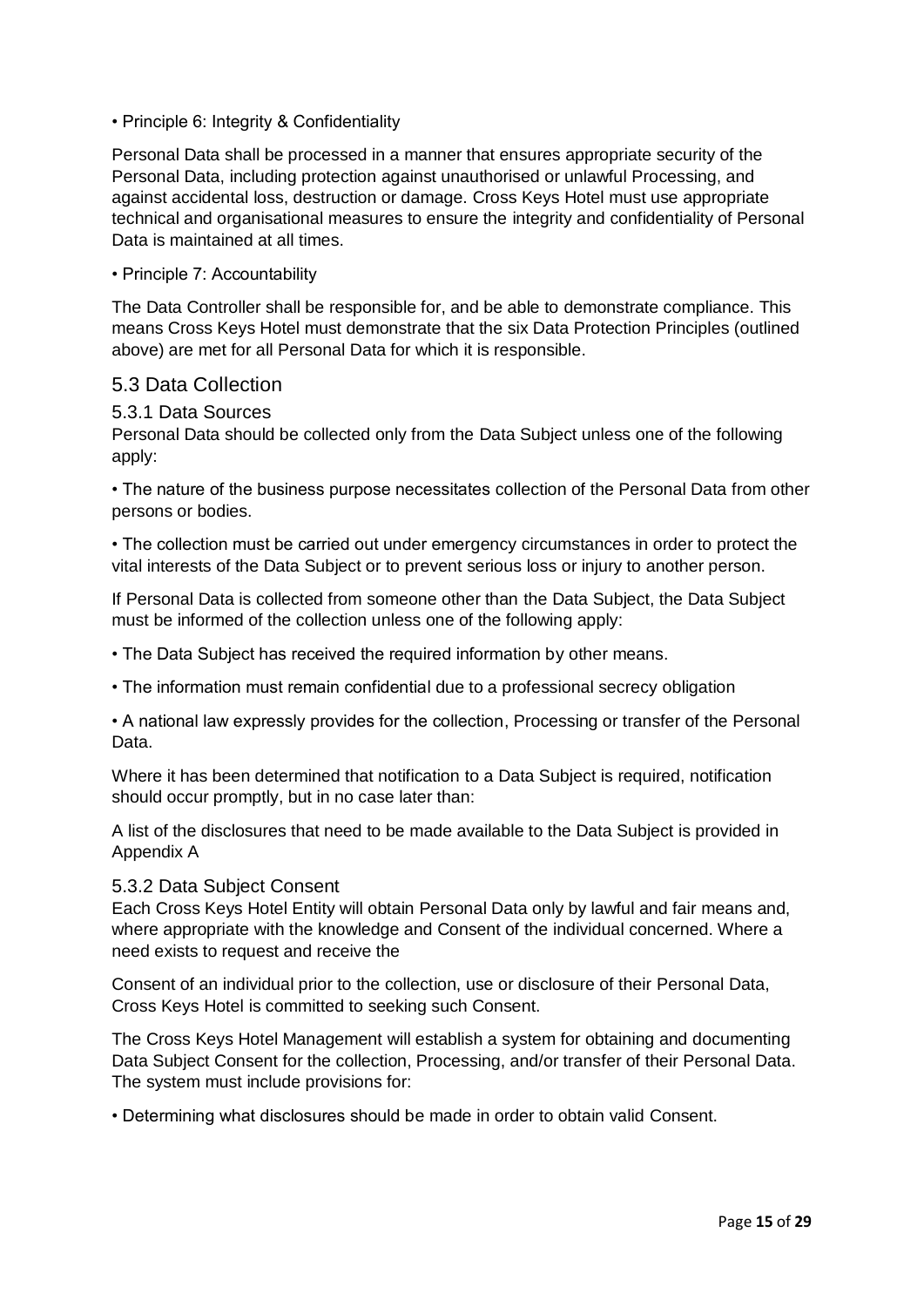• Principle 6: Integrity & Confidentiality

Personal Data shall be processed in a manner that ensures appropriate security of the Personal Data, including protection against unauthorised or unlawful Processing, and against accidental loss, destruction or damage. Cross Keys Hotel must use appropriate technical and organisational measures to ensure the integrity and confidentiality of Personal Data is maintained at all times.

• Principle 7: Accountability

The Data Controller shall be responsible for, and be able to demonstrate compliance. This means Cross Keys Hotel must demonstrate that the six Data Protection Principles (outlined above) are met for all Personal Data for which it is responsible.

## 5.3 Data Collection

### 5.3.1 Data Sources

Personal Data should be collected only from the Data Subject unless one of the following apply:

• The nature of the business purpose necessitates collection of the Personal Data from other persons or bodies.

• The collection must be carried out under emergency circumstances in order to protect the vital interests of the Data Subject or to prevent serious loss or injury to another person.

If Personal Data is collected from someone other than the Data Subject, the Data Subject must be informed of the collection unless one of the following apply:

• The Data Subject has received the required information by other means.

• The information must remain confidential due to a professional secrecy obligation

• A national law expressly provides for the collection, Processing or transfer of the Personal Data.

Where it has been determined that notification to a Data Subject is required, notification should occur promptly, but in no case later than:

A list of the disclosures that need to be made available to the Data Subject is provided in Appendix A

### 5.3.2 Data Subject Consent

Each Cross Keys Hotel Entity will obtain Personal Data only by lawful and fair means and, where appropriate with the knowledge and Consent of the individual concerned. Where a need exists to request and receive the

Consent of an individual prior to the collection, use or disclosure of their Personal Data, Cross Keys Hotel is committed to seeking such Consent.

The Cross Keys Hotel Management will establish a system for obtaining and documenting Data Subject Consent for the collection, Processing, and/or transfer of their Personal Data. The system must include provisions for:

• Determining what disclosures should be made in order to obtain valid Consent.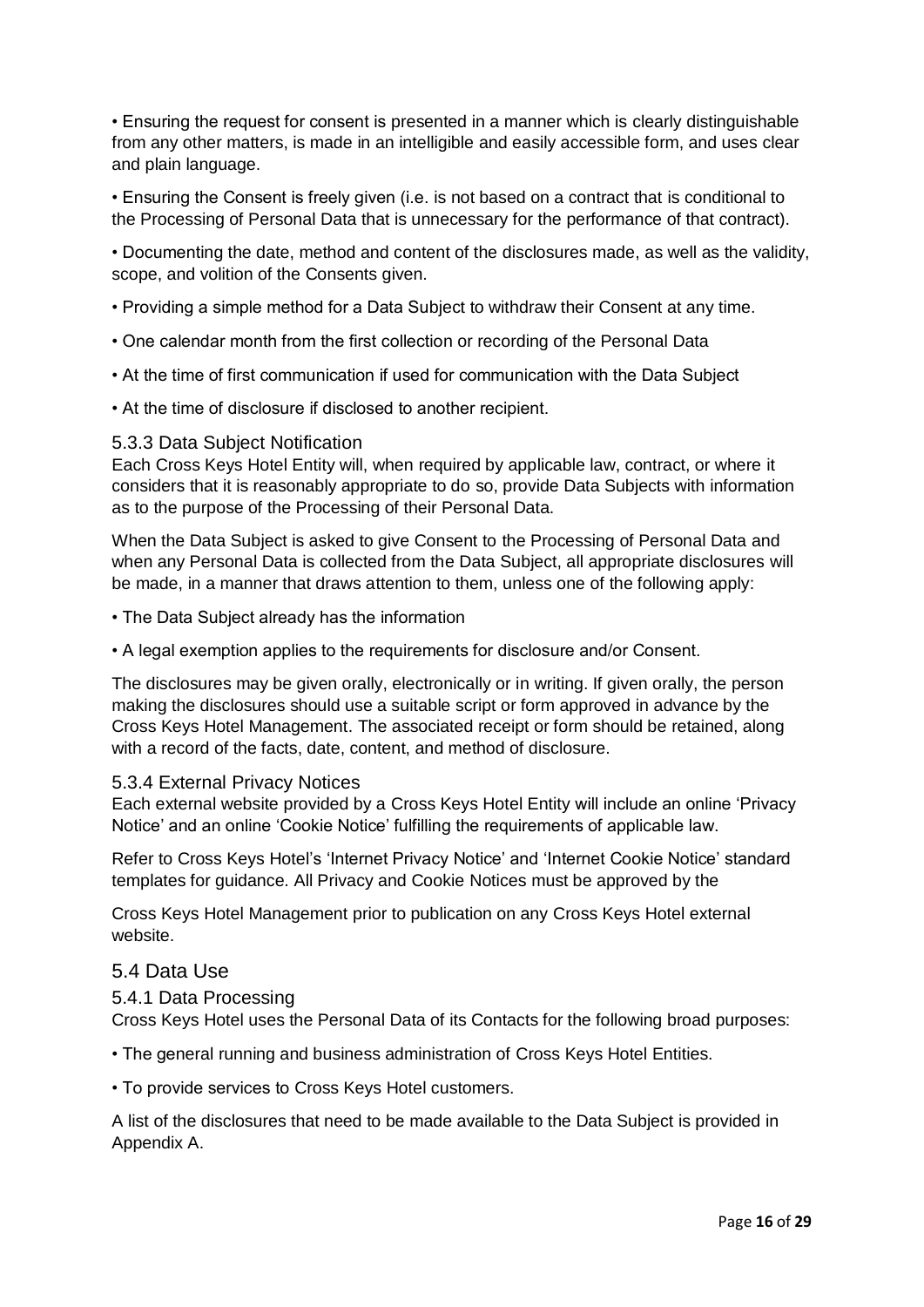- Ensuring the request for consent is presented in a manner which is clearly distinguishable from any other matters, is made in an intelligible and easily accessible form, and uses clear and plain language.
- Ensuring the Consent is freely given (i.e. is not based on a contract that is conditional to the Processing of Personal Data that is unnecessary for the performance of that contract).
- Documenting the date, method and content of the disclosures made, as well as the validity, scope, and volition of the Consents given.
- Providing a simple method for a Data Subject to withdraw their Consent at any time.
- One calendar month from the first collection or recording of the Personal Data
- At the time of first communication if used for communication with the Data Subject
- At the time of disclosure if disclosed to another recipient.

### 5.3.3 Data Subject Notification

Each Cross Keys Hotel Entity will, when required by applicable law, contract, or where it considers that it is reasonably appropriate to do so, provide Data Subjects with information as to the purpose of the Processing of their Personal Data.

When the Data Subject is asked to give Consent to the Processing of Personal Data and when any Personal Data is collected from the Data Subject, all appropriate disclosures will be made, in a manner that draws attention to them, unless one of the following apply:

- The Data Subject already has the information
- A legal exemption applies to the requirements for disclosure and/or Consent.

The disclosures may be given orally, electronically or in writing. If given orally, the person making the disclosures should use a suitable script or form approved in advance by the Cross Keys Hotel Management. The associated receipt or form should be retained, along with a record of the facts, date, content, and method of disclosure.

### 5.3.4 External Privacy Notices

Each external website provided by a Cross Keys Hotel Entity will include an online 'Privacy Notice' and an online 'Cookie Notice' fulfilling the requirements of applicable law.

Refer to Cross Keys Hotel's 'Internet Privacy Notice' and 'Internet Cookie Notice' standard templates for guidance. All Privacy and Cookie Notices must be approved by the

Cross Keys Hotel Management prior to publication on any Cross Keys Hotel external website.

## 5.4 Data Use

### 5.4.1 Data Processing

Cross Keys Hotel uses the Personal Data of its Contacts for the following broad purposes:

- The general running and business administration of Cross Keys Hotel Entities.
- To provide services to Cross Keys Hotel customers.

A list of the disclosures that need to be made available to the Data Subject is provided in Appendix A.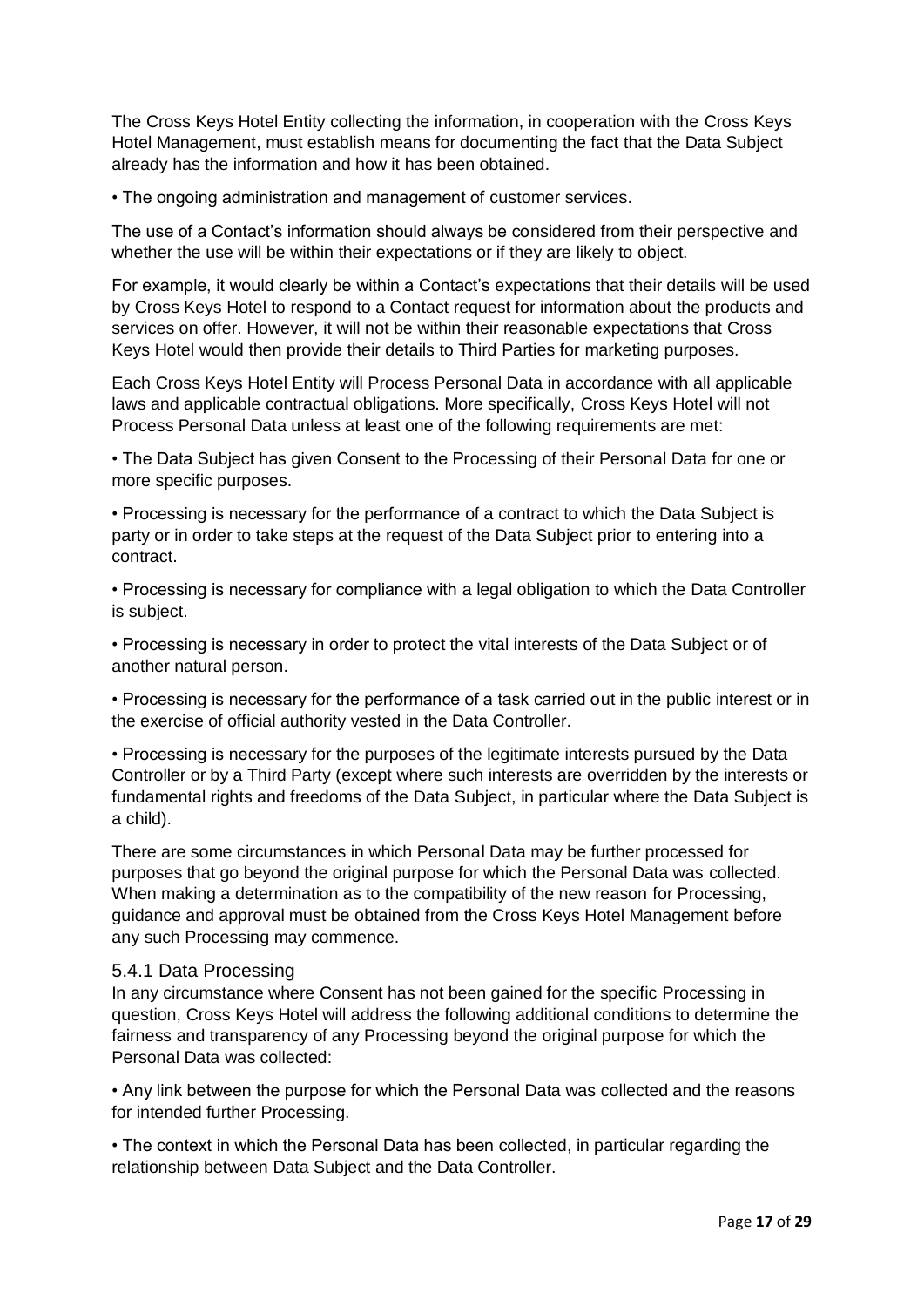The Cross Keys Hotel Entity collecting the information, in cooperation with the Cross Keys Hotel Management, must establish means for documenting the fact that the Data Subject already has the information and how it has been obtained.

• The ongoing administration and management of customer services.

The use of a Contact's information should always be considered from their perspective and whether the use will be within their expectations or if they are likely to object.

For example, it would clearly be within a Contact's expectations that their details will be used by Cross Keys Hotel to respond to a Contact request for information about the products and services on offer. However, it will not be within their reasonable expectations that Cross Keys Hotel would then provide their details to Third Parties for marketing purposes.

Each Cross Keys Hotel Entity will Process Personal Data in accordance with all applicable laws and applicable contractual obligations. More specifically, Cross Keys Hotel will not Process Personal Data unless at least one of the following requirements are met:

• The Data Subject has given Consent to the Processing of their Personal Data for one or more specific purposes.

• Processing is necessary for the performance of a contract to which the Data Subject is party or in order to take steps at the request of the Data Subject prior to entering into a contract.

• Processing is necessary for compliance with a legal obligation to which the Data Controller is subject.

• Processing is necessary in order to protect the vital interests of the Data Subject or of another natural person.

• Processing is necessary for the performance of a task carried out in the public interest or in the exercise of official authority vested in the Data Controller.

• Processing is necessary for the purposes of the legitimate interests pursued by the Data Controller or by a Third Party (except where such interests are overridden by the interests or fundamental rights and freedoms of the Data Subject, in particular where the Data Subject is a child).

There are some circumstances in which Personal Data may be further processed for purposes that go beyond the original purpose for which the Personal Data was collected. When making a determination as to the compatibility of the new reason for Processing, guidance and approval must be obtained from the Cross Keys Hotel Management before any such Processing may commence.

### 5.4.1 Data Processing

In any circumstance where Consent has not been gained for the specific Processing in question, Cross Keys Hotel will address the following additional conditions to determine the fairness and transparency of any Processing beyond the original purpose for which the Personal Data was collected:

• Any link between the purpose for which the Personal Data was collected and the reasons for intended further Processing.

• The context in which the Personal Data has been collected, in particular regarding the relationship between Data Subject and the Data Controller.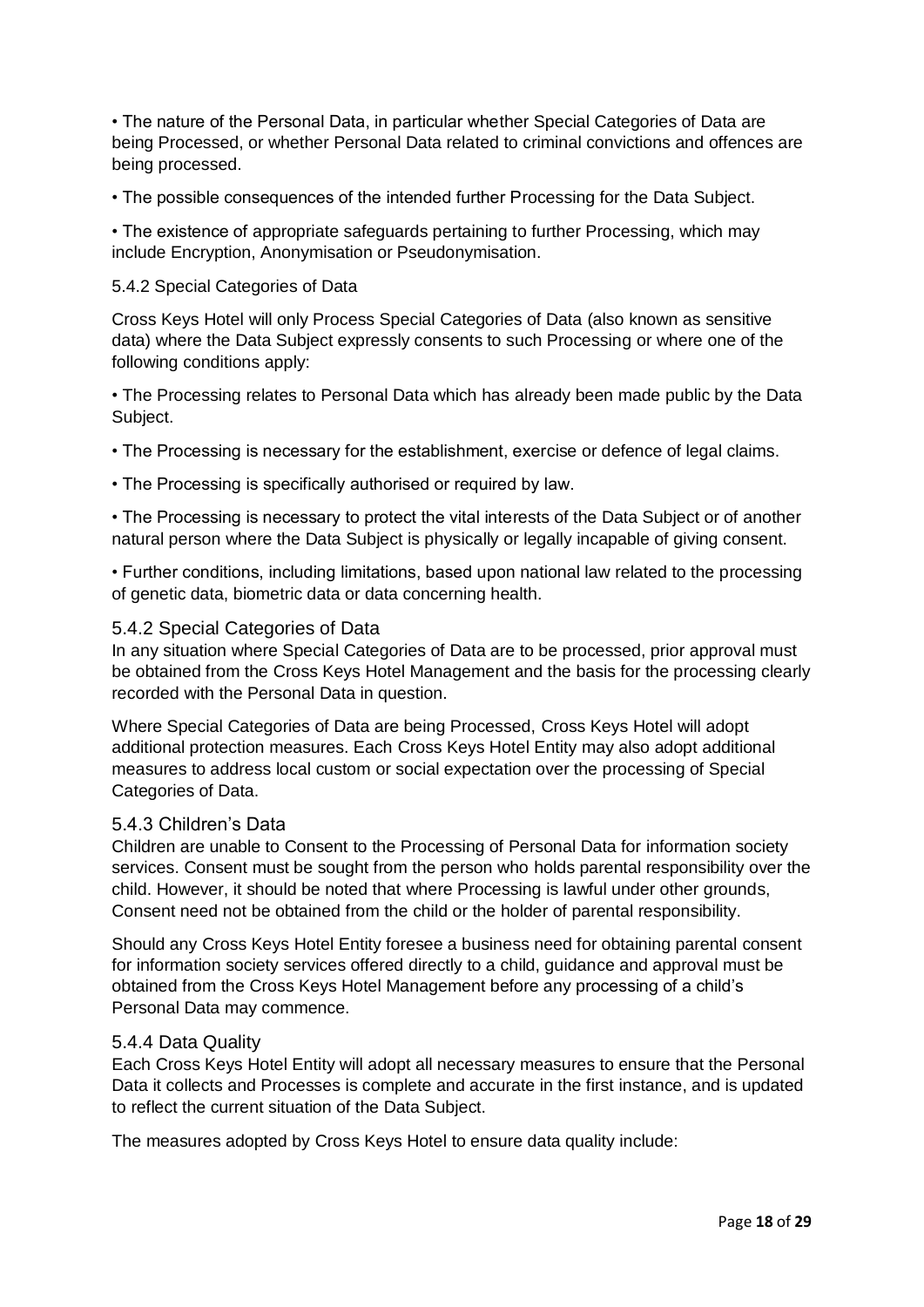• The nature of the Personal Data, in particular whether Special Categories of Data are being Processed, or whether Personal Data related to criminal convictions and offences are being processed.

• The possible consequences of the intended further Processing for the Data Subject.

• The existence of appropriate safeguards pertaining to further Processing, which may include Encryption, Anonymisation or Pseudonymisation.

5.4.2 Special Categories of Data

Cross Keys Hotel will only Process Special Categories of Data (also known as sensitive data) where the Data Subject expressly consents to such Processing or where one of the following conditions apply:

• The Processing relates to Personal Data which has already been made public by the Data Subject.

• The Processing is necessary for the establishment, exercise or defence of legal claims.

• The Processing is specifically authorised or required by law.

• The Processing is necessary to protect the vital interests of the Data Subject or of another natural person where the Data Subject is physically or legally incapable of giving consent.

• Further conditions, including limitations, based upon national law related to the processing of genetic data, biometric data or data concerning health.

### 5.4.2 Special Categories of Data

In any situation where Special Categories of Data are to be processed, prior approval must be obtained from the Cross Keys Hotel Management and the basis for the processing clearly recorded with the Personal Data in question.

Where Special Categories of Data are being Processed, Cross Keys Hotel will adopt additional protection measures. Each Cross Keys Hotel Entity may also adopt additional measures to address local custom or social expectation over the processing of Special Categories of Data.

### 5.4.3 Children's Data

Children are unable to Consent to the Processing of Personal Data for information society services. Consent must be sought from the person who holds parental responsibility over the child. However, it should be noted that where Processing is lawful under other grounds, Consent need not be obtained from the child or the holder of parental responsibility.

Should any Cross Keys Hotel Entity foresee a business need for obtaining parental consent for information society services offered directly to a child, guidance and approval must be obtained from the Cross Keys Hotel Management before any processing of a child's Personal Data may commence.

### 5.4.4 Data Quality

Each Cross Keys Hotel Entity will adopt all necessary measures to ensure that the Personal Data it collects and Processes is complete and accurate in the first instance, and is updated to reflect the current situation of the Data Subject.

The measures adopted by Cross Keys Hotel to ensure data quality include: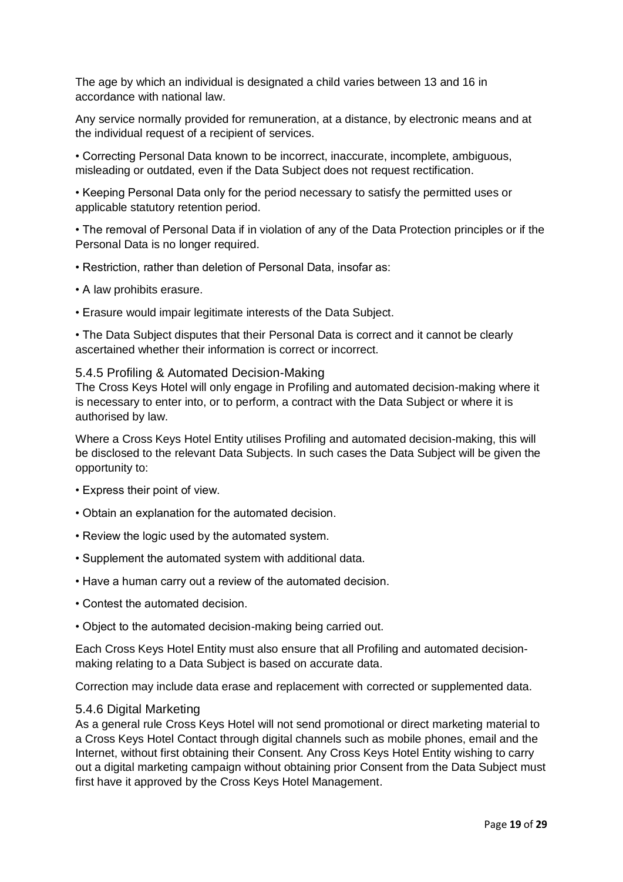The age by which an individual is designated a child varies between 13 and 16 in accordance with national law.

Any service normally provided for remuneration, at a distance, by electronic means and at the individual request of a recipient of services.

• Correcting Personal Data known to be incorrect, inaccurate, incomplete, ambiguous, misleading or outdated, even if the Data Subject does not request rectification.

• Keeping Personal Data only for the period necessary to satisfy the permitted uses or applicable statutory retention period.

• The removal of Personal Data if in violation of any of the Data Protection principles or if the Personal Data is no longer required.

• Restriction, rather than deletion of Personal Data, insofar as:

• A law prohibits erasure.

• Erasure would impair legitimate interests of the Data Subject.

• The Data Subject disputes that their Personal Data is correct and it cannot be clearly ascertained whether their information is correct or incorrect.

#### 5.4.5 Profiling & Automated Decision-Making

The Cross Keys Hotel will only engage in Profiling and automated decision-making where it is necessary to enter into, or to perform, a contract with the Data Subject or where it is authorised by law.

Where a Cross Keys Hotel Entity utilises Profiling and automated decision-making, this will be disclosed to the relevant Data Subjects. In such cases the Data Subject will be given the opportunity to:

• Express their point of view.

• Obtain an explanation for the automated decision.

• Review the logic used by the automated system.

• Supplement the automated system with additional data.

• Have a human carry out a review of the automated decision.

• Contest the automated decision.

• Object to the automated decision-making being carried out.

Each Cross Keys Hotel Entity must also ensure that all Profiling and automated decision-making relating to a Data Subject is based on accurate data.

Correction may include data erase and replacement with corrected or supplemented data.

#### 5.4.6 Digital Marketing

As a general rule Cross Keys Hotel will not send promotional or direct marketing material to a Cross Keys Hotel Contact through digital channels such as mobile phones, email and the Internet, without first obtaining their Consent. Any Cross Keys Hotel Entity wishing to carry out a digital marketing campaign without obtaining prior Consent from the Data Subject must first have it approved by the Cross Keys Hotel Management.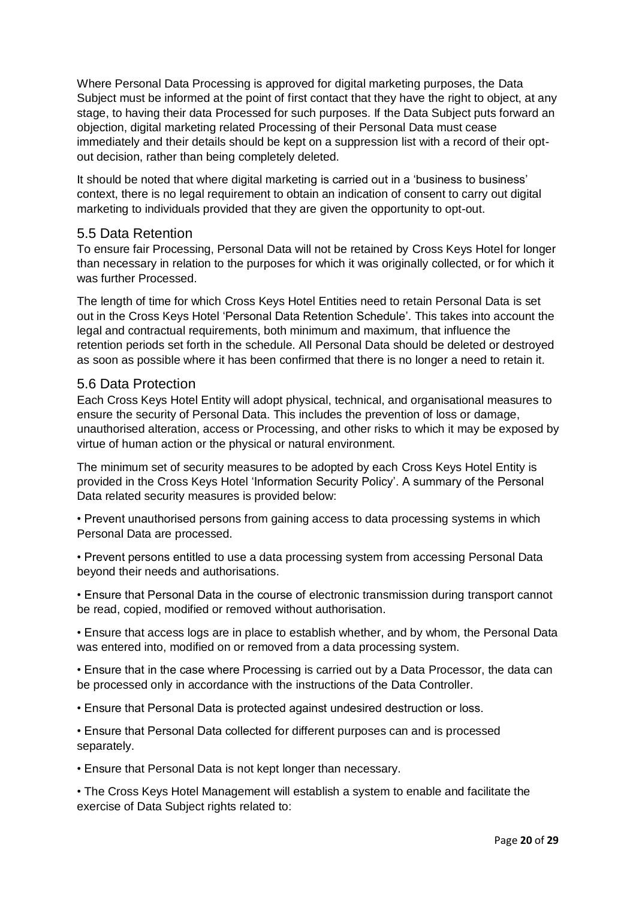Where Personal Data Processing is approved for digital marketing purposes, the Data Subject must be informed at the point of first contact that they have the right to object, at any stage, to having their data Processed for such purposes. If the Data Subject puts forward an objection, digital marketing related Processing of their Personal Data must cease immediately and their details should be kept on a suppression list with a record of their opt-out decision, rather than being completely deleted.

It should be noted that where digital marketing is carried out in a 'business to business' context, there is no legal requirement to obtain an indication of consent to carry out digital marketing to individuals provided that they are given the opportunity to opt-out.

## 5.5 Data Retention

To ensure fair Processing, Personal Data will not be retained by Cross Keys Hotel for longer than necessary in relation to the purposes for which it was originally collected, or for which it was further Processed.

The length of time for which Cross Keys Hotel Entities need to retain Personal Data is set out in the Cross Keys Hotel 'Personal Data Retention Schedule'. This takes into account the legal and contractual requirements, both minimum and maximum, that influence the retention periods set forth in the schedule. All Personal Data should be deleted or destroyed as soon as possible where it has been confirmed that there is no longer a need to retain it.

## 5.6 Data Protection

Each Cross Keys Hotel Entity will adopt physical, technical, and organisational measures to ensure the security of Personal Data. This includes the prevention of loss or damage, unauthorised alteration, access or Processing, and other risks to which it may be exposed by virtue of human action or the physical or natural environment.

The minimum set of security measures to be adopted by each Cross Keys Hotel Entity is provided in the Cross Keys Hotel 'Information Security Policy'. A summary of the Personal Data related security measures is provided below:

- Prevent unauthorised persons from gaining access to data processing systems in which Personal Data are processed.
- Prevent persons entitled to use a data processing system from accessing Personal Data beyond their needs and authorisations.
- Ensure that Personal Data in the course of electronic transmission during transport cannot be read, copied, modified or removed without authorisation.
- Ensure that access logs are in place to establish whether, and by whom, the Personal Data was entered into, modified on or removed from a data processing system.
- Ensure that in the case where Processing is carried out by a Data Processor, the data can be processed only in accordance with the instructions of the Data Controller.
- Ensure that Personal Data is protected against undesired destruction or loss.
- Ensure that Personal Data collected for different purposes can and is processed separately.
- Ensure that Personal Data is not kept longer than necessary.
- The Cross Keys Hotel Management will establish a system to enable and facilitate the exercise of Data Subject rights related to: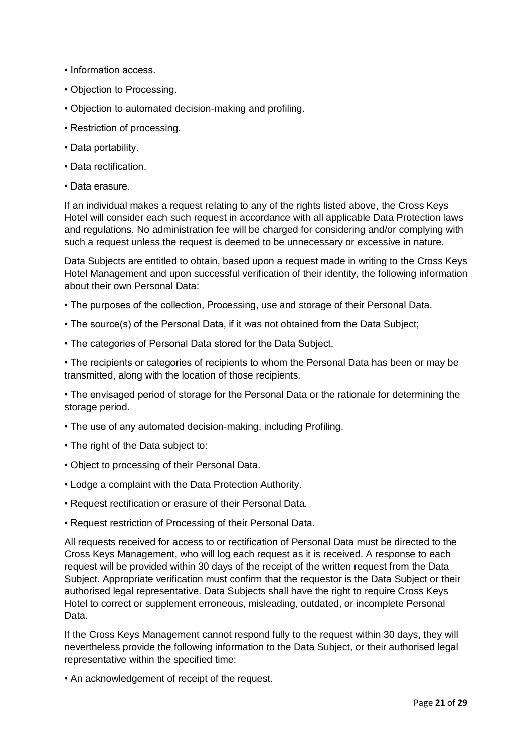- Information access.
- Objection to Processing.
- Objection to automated decision-making and profiling.
- Restriction of processing.
- Data portability.
- Data rectification.
- Data erasure.

If an individual makes a request relating to any of the rights listed above, the Cross Keys Hotel will consider each such request in accordance with all applicable Data Protection laws and regulations. No administration fee will be charged for considering and/or complying with such a request unless the request is deemed to be unnecessary or excessive in nature.

Data Subjects are entitled to obtain, based upon a request made in writing to the Cross Keys Hotel Management and upon successful verification of their identity, the following information about their own Personal Data:

- The purposes of the collection, Processing, use and storage of their Personal Data.
- The source(s) of the Personal Data, if it was not obtained from the Data Subject;
- The categories of Personal Data stored for the Data Subject.
- The recipients or categories of recipients to whom the Personal Data has been or may be transmitted, along with the location of those recipients.
- The envisaged period of storage for the Personal Data or the rationale for determining the storage period.
- The use of any automated decision-making, including Profiling.
- The right of the Data subject to:
- Object to processing of their Personal Data.
- Lodge a complaint with the Data Protection Authority.
- Request rectification or erasure of their Personal Data.
- Request restriction of Processing of their Personal Data.

All requests received for access to or rectification of Personal Data must be directed to the Cross Keys Management, who will log each request as it is received. A response to each request will be provided within 30 days of the receipt of the written request from the Data Subject. Appropriate verification must confirm that the requestor is the Data Subject or their authorised legal representative. Data Subjects shall have the right to require Cross Keys Hotel to correct or supplement erroneous, misleading, outdated, or incomplete Personal Data.

If the Cross Keys Management cannot respond fully to the request within 30 days, they will nevertheless provide the following information to the Data Subject, or their authorised legal representative within the specified time:

- An acknowledgement of receipt of the request.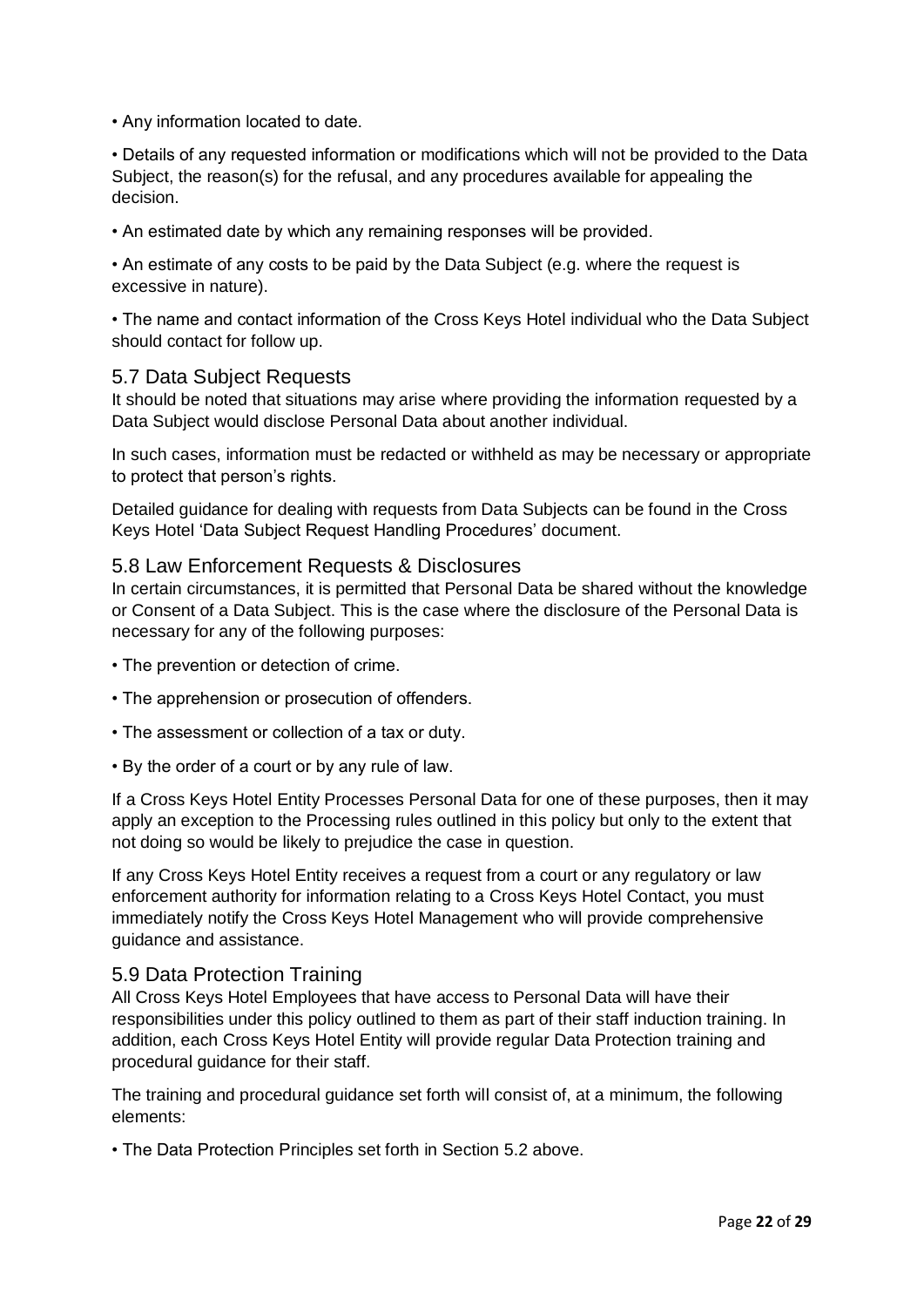- Any information located to date.
- Details of any requested information or modifications which will not be provided to the Data Subject, the reason(s) for the refusal, and any procedures available for appealing the decision.
- An estimated date by which any remaining responses will be provided.
- An estimate of any costs to be paid by the Data Subject (e.g. where the request is excessive in nature).
- The name and contact information of the Cross Keys Hotel individual who the Data Subject should contact for follow up.

## 5.7 Data Subject Requests

It should be noted that situations may arise where providing the information requested by a Data Subject would disclose Personal Data about another individual.

In such cases, information must be redacted or withheld as may be necessary or appropriate to protect that person's rights.

Detailed guidance for dealing with requests from Data Subjects can be found in the Cross Keys Hotel 'Data Subject Request Handling Procedures' document.

## 5.8 Law Enforcement Requests & Disclosures

In certain circumstances, it is permitted that Personal Data be shared without the knowledge or Consent of a Data Subject. This is the case where the disclosure of the Personal Data is necessary for any of the following purposes:

- The prevention or detection of crime.
- The apprehension or prosecution of offenders.
- The assessment or collection of a tax or duty.
- By the order of a court or by any rule of law.

If a Cross Keys Hotel Entity Processes Personal Data for one of these purposes, then it may apply an exception to the Processing rules outlined in this policy but only to the extent that not doing so would be likely to prejudice the case in question.

If any Cross Keys Hotel Entity receives a request from a court or any regulatory or law enforcement authority for information relating to a Cross Keys Hotel Contact, you must immediately notify the Cross Keys Hotel Management who will provide comprehensive guidance and assistance.

## 5.9 Data Protection Training

All Cross Keys Hotel Employees that have access to Personal Data will have their responsibilities under this policy outlined to them as part of their staff induction training. In addition, each Cross Keys Hotel Entity will provide regular Data Protection training and procedural guidance for their staff.

The training and procedural guidance set forth will consist of, at a minimum, the following elements:

- The Data Protection Principles set forth in Section 5.2 above.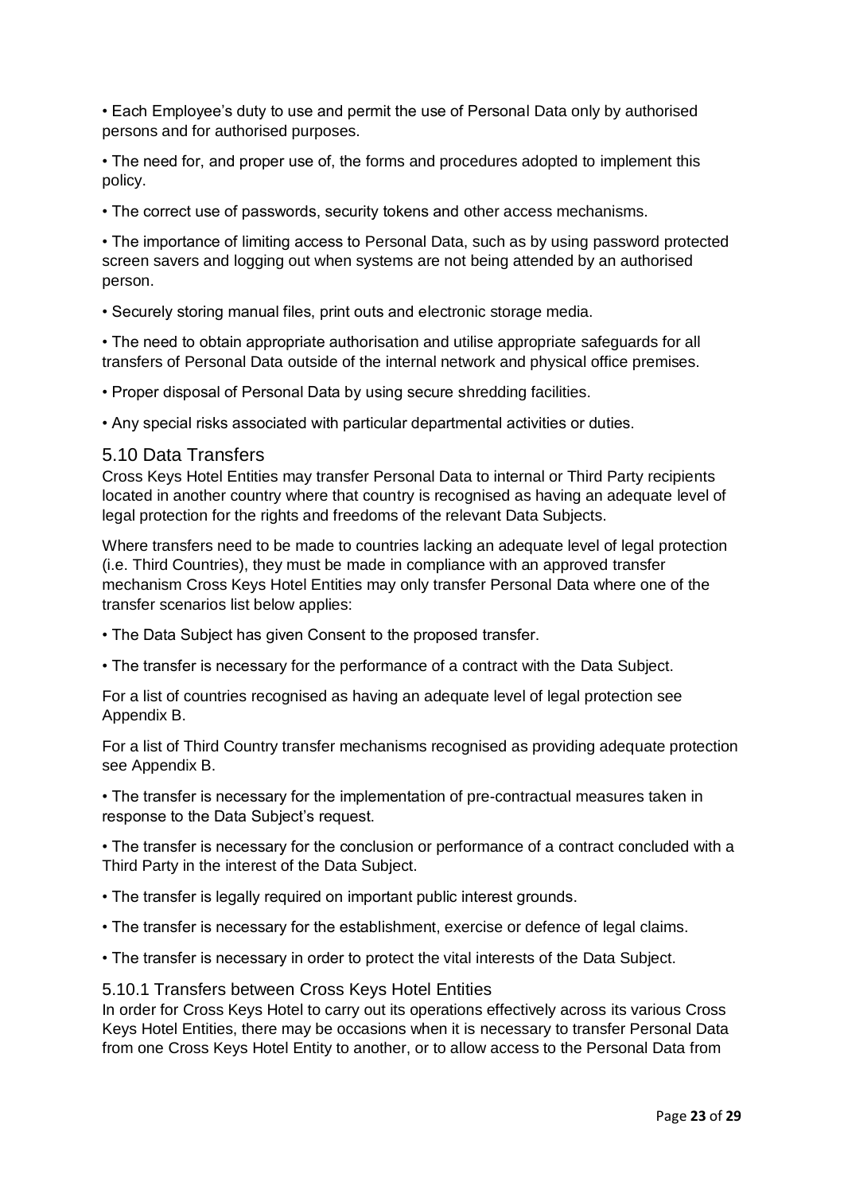- Each Employee's duty to use and permit the use of Personal Data only by authorised persons and for authorised purposes.
- The need for, and proper use of, the forms and procedures adopted to implement this policy.
- The correct use of passwords, security tokens and other access mechanisms.
- The importance of limiting access to Personal Data, such as by using password protected screen savers and logging out when systems are not being attended by an authorised person.
- Securely storing manual files, print outs and electronic storage media.
- The need to obtain appropriate authorisation and utilise appropriate safeguards for all transfers of Personal Data outside of the internal network and physical office premises.
- Proper disposal of Personal Data by using secure shredding facilities.
- Any special risks associated with particular departmental activities or duties.

## 5.10 Data Transfers

Cross Keys Hotel Entities may transfer Personal Data to internal or Third Party recipients located in another country where that country is recognised as having an adequate level of legal protection for the rights and freedoms of the relevant Data Subjects.

Where transfers need to be made to countries lacking an adequate level of legal protection (i.e. Third Countries), they must be made in compliance with an approved transfer mechanism Cross Keys Hotel Entities may only transfer Personal Data where one of the transfer scenarios list below applies:

- The Data Subject has given Consent to the proposed transfer.
- The transfer is necessary for the performance of a contract with the Data Subject.

For a list of countries recognised as having an adequate level of legal protection see Appendix B.

For a list of Third Country transfer mechanisms recognised as providing adequate protection see Appendix B.

- The transfer is necessary for the implementation of pre-contractual measures taken in response to the Data Subject's request.
- The transfer is necessary for the conclusion or performance of a contract concluded with a Third Party in the interest of the Data Subject.
- The transfer is legally required on important public interest grounds.
- The transfer is necessary for the establishment, exercise or defence of legal claims.
- The transfer is necessary in order to protect the vital interests of the Data Subject.

### 5.10.1 Transfers between Cross Keys Hotel Entities

In order for Cross Keys Hotel to carry out its operations effectively across its various Cross Keys Hotel Entities, there may be occasions when it is necessary to transfer Personal Data from one Cross Keys Hotel Entity to another, or to allow access to the Personal Data from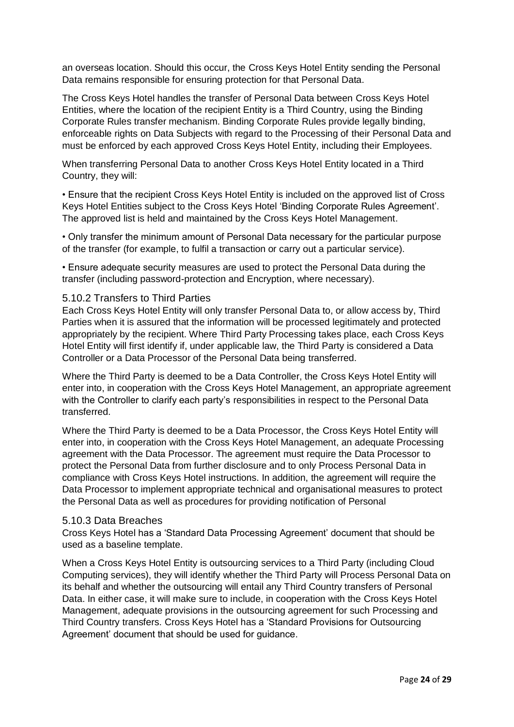an overseas location. Should this occur, the Cross Keys Hotel Entity sending the Personal Data remains responsible for ensuring protection for that Personal Data.

The Cross Keys Hotel handles the transfer of Personal Data between Cross Keys Hotel Entities, where the location of the recipient Entity is a Third Country, using the Binding Corporate Rules transfer mechanism. Binding Corporate Rules provide legally binding, enforceable rights on Data Subjects with regard to the Processing of their Personal Data and must be enforced by each approved Cross Keys Hotel Entity, including their Employees.

When transferring Personal Data to another Cross Keys Hotel Entity located in a Third Country, they will:

- Ensure that the recipient Cross Keys Hotel Entity is included on the approved list of Cross Keys Hotel Entities subject to the Cross Keys Hotel 'Binding Corporate Rules Agreement'. The approved list is held and maintained by the Cross Keys Hotel Management.
- Only transfer the minimum amount of Personal Data necessary for the particular purpose of the transfer (for example, to fulfil a transaction or carry out a particular service).
- Ensure adequate security measures are used to protect the Personal Data during the transfer (including password-protection and Encryption, where necessary).

### 5.10.2 Transfers to Third Parties

Each Cross Keys Hotel Entity will only transfer Personal Data to, or allow access by, Third Parties when it is assured that the information will be processed legitimately and protected appropriately by the recipient. Where Third Party Processing takes place, each Cross Keys Hotel Entity will first identify if, under applicable law, the Third Party is considered a Data Controller or a Data Processor of the Personal Data being transferred.

Where the Third Party is deemed to be a Data Controller, the Cross Keys Hotel Entity will enter into, in cooperation with the Cross Keys Hotel Management, an appropriate agreement with the Controller to clarify each party's responsibilities in respect to the Personal Data transferred.

Where the Third Party is deemed to be a Data Processor, the Cross Keys Hotel Entity will enter into, in cooperation with the Cross Keys Hotel Management, an adequate Processing agreement with the Data Processor. The agreement must require the Data Processor to protect the Personal Data from further disclosure and to only Process Personal Data in compliance with Cross Keys Hotel instructions. In addition, the agreement will require the Data Processor to implement appropriate technical and organisational measures to protect the Personal Data as well as procedures for providing notification of Personal

### 5.10.3 Data Breaches

Cross Keys Hotel has a 'Standard Data Processing Agreement' document that should be used as a baseline template.

When a Cross Keys Hotel Entity is outsourcing services to a Third Party (including Cloud Computing services), they will identify whether the Third Party will Process Personal Data on its behalf and whether the outsourcing will entail any Third Country transfers of Personal Data. In either case, it will make sure to include, in cooperation with the Cross Keys Hotel Management, adequate provisions in the outsourcing agreement for such Processing and Third Country transfers. Cross Keys Hotel has a 'Standard Provisions for Outsourcing Agreement' document that should be used for guidance.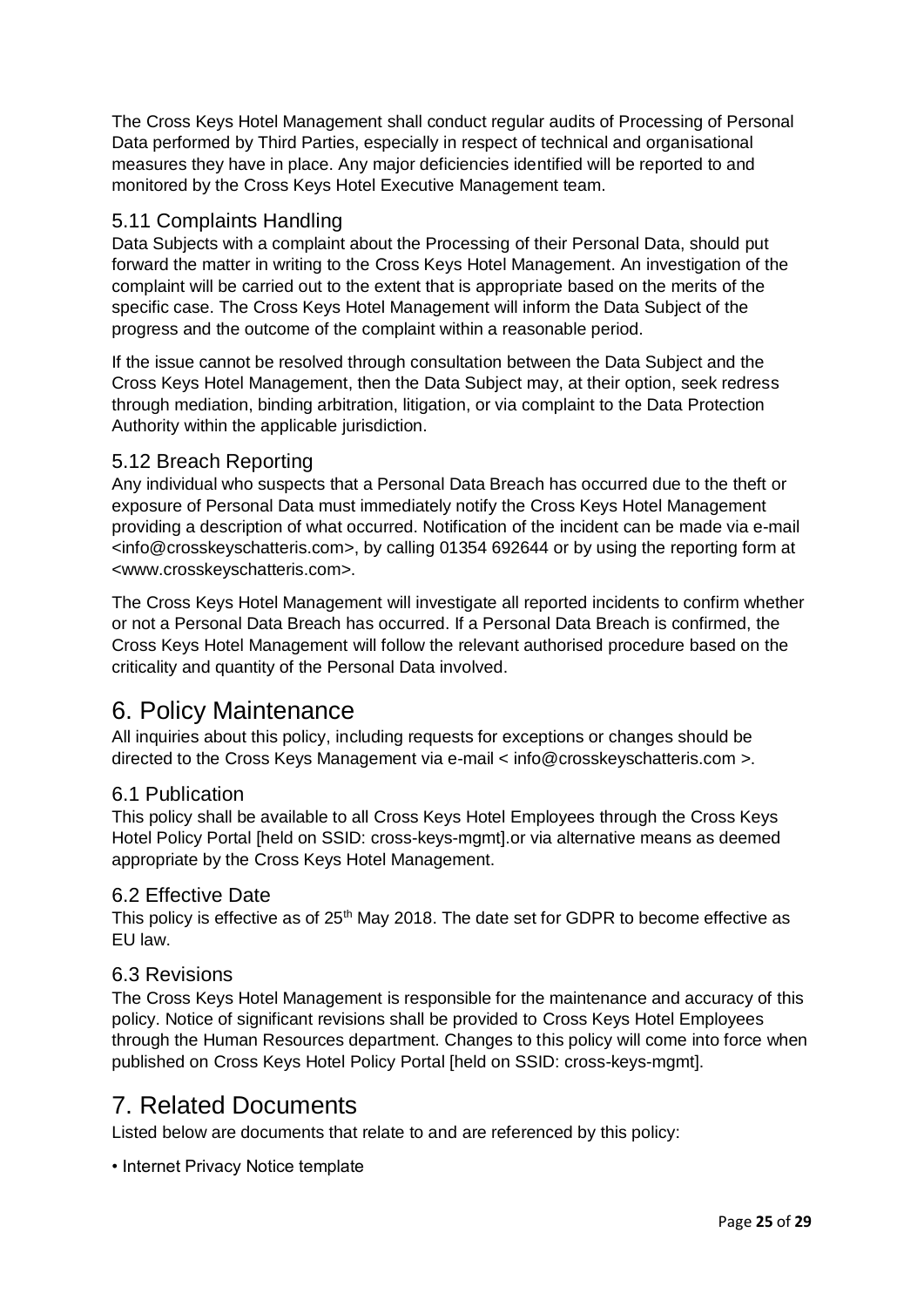The Cross Keys Hotel Management shall conduct regular audits of Processing of Personal Data performed by Third Parties, especially in respect of technical and organisational measures they have in place. Any major deficiencies identified will be reported to and monitored by the Cross Keys Hotel Executive Management team.

### 5.11 Complaints Handling

Data Subjects with a complaint about the Processing of their Personal Data, should put forward the matter in writing to the Cross Keys Hotel Management. An investigation of the complaint will be carried out to the extent that is appropriate based on the merits of the specific case. The Cross Keys Hotel Management will inform the Data Subject of the progress and the outcome of the complaint within a reasonable period.

If the issue cannot be resolved through consultation between the Data Subject and the Cross Keys Hotel Management, then the Data Subject may, at their option, seek redress through mediation, binding arbitration, litigation, or via complaint to the Data Protection Authority within the applicable jurisdiction.

### 5.12 Breach Reporting

Any individual who suspects that a Personal Data Breach has occurred due to the theft or exposure of Personal Data must immediately notify the Cross Keys Hotel Management providing a description of what occurred. Notification of the incident can be made via e-mail <info@crosskeyschatteris.com>, by calling 01354 692644 or by using the reporting form at <www.crosskeyschatteris.com>.

The Cross Keys Hotel Management will investigate all reported incidents to confirm whether or not a Personal Data Breach has occurred. If a Personal Data Breach is confirmed, the Cross Keys Hotel Management will follow the relevant authorised procedure based on the criticality and quantity of the Personal Data involved.

## 6. Policy Maintenance

All inquiries about this policy, including requests for exceptions or changes should be directed to the Cross Keys Management via e-mail < info@crosskeyschatteris.com >.

### 6.1 Publication

This policy shall be available to all Cross Keys Hotel Employees through the Cross Keys Hotel Policy Portal [held on SSID: cross-keys-mgmt].or via alternative means as deemed appropriate by the Cross Keys Hotel Management.

### 6.2 Effective Date

This policy is effective as of 25th May 2018. The date set for GDPR to become effective as EU law.

### 6.3 Revisions

The Cross Keys Hotel Management is responsible for the maintenance and accuracy of this policy. Notice of significant revisions shall be provided to Cross Keys Hotel Employees through the Human Resources department. Changes to this policy will come into force when published on Cross Keys Hotel Policy Portal [held on SSID: cross-keys-mgmt].

## 7. Related Documents

Listed below are documents that relate to and are referenced by this policy:

- Internet Privacy Notice template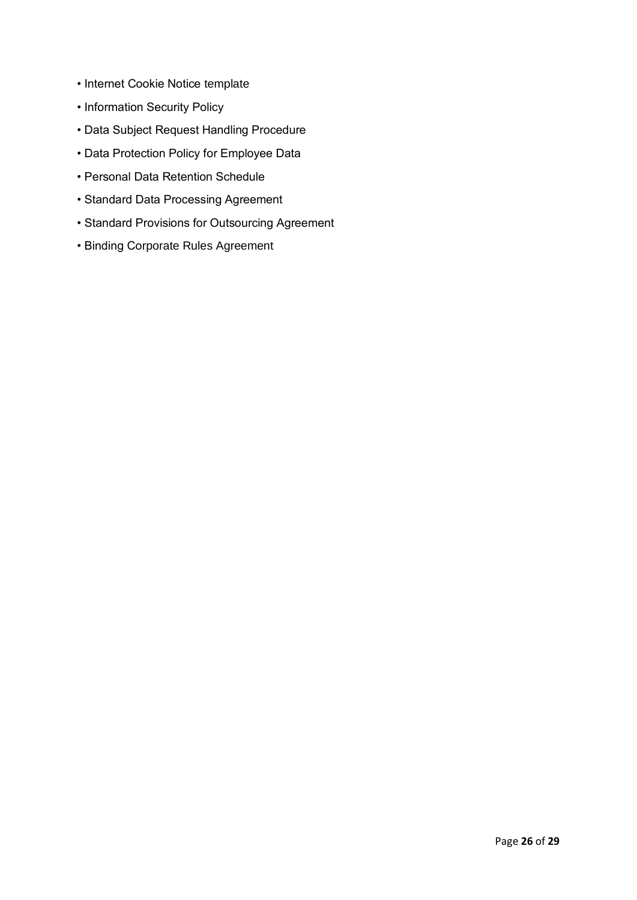- Internet Cookie Notice template
- Information Security Policy
- Data Subject Request Handling Procedure
- Data Protection Policy for Employee Data
- Personal Data Retention Schedule
- Standard Data Processing Agreement
- Standard Provisions for Outsourcing Agreement
- Binding Corporate Rules Agreement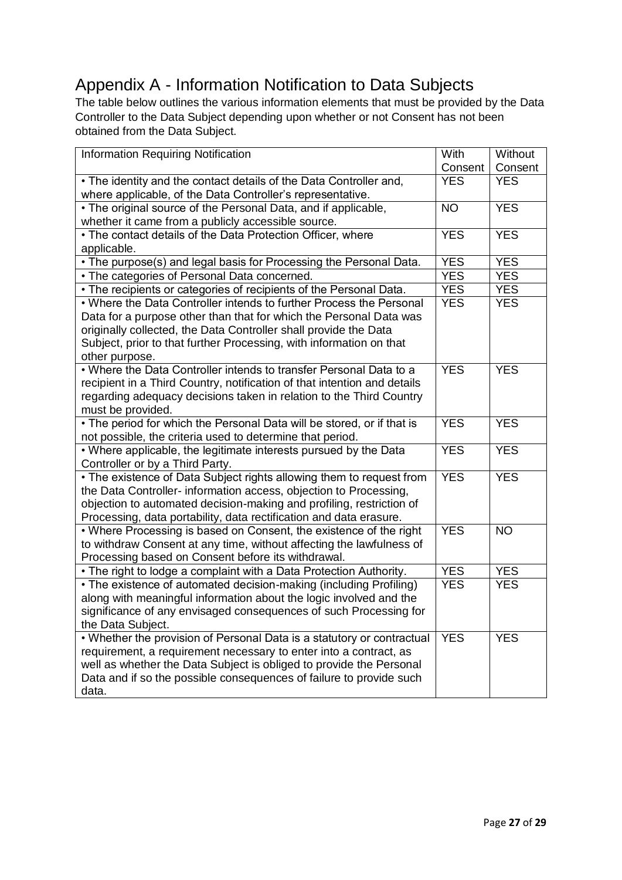# Appendix A - Information Notification to Data Subjects

The table below outlines the various information elements that must be provided by the Data Controller to the Data Subject depending upon whether or not Consent has not been obtained from the Data Subject.

| Information Requiring Notification | With Consent | Without Consent |
|---|---|---|
| • The identity and the contact details of the Data Controller and, where applicable, of the Data Controller's representative. | YES | YES |
| • The original source of the Personal Data, and if applicable, whether it came from a publicly accessible source. | NO | YES |
| • The contact details of the Data Protection Officer, where applicable. | YES | YES |
| • The purpose(s) and legal basis for Processing the Personal Data. | YES | YES |
| • The categories of Personal Data concerned. | YES | YES |
| • The recipients or categories of recipients of the Personal Data. | YES | YES |
| • Where the Data Controller intends to further Process the Personal Data for a purpose other than that for which the Personal Data was originally collected, the Data Controller shall provide the Data Subject, prior to that further Processing, with information on that other purpose. | YES | YES |
| • Where the Data Controller intends to transfer Personal Data to a recipient in a Third Country, notification of that intention and details regarding adequacy decisions taken in relation to the Third Country must be provided. | YES | YES |
| • The period for which the Personal Data will be stored, or if that is not possible, the criteria used to determine that period. | YES | YES |
| • Where applicable, the legitimate interests pursued by the Data Controller or by a Third Party. | YES | YES |
| • The existence of Data Subject rights allowing them to request from the Data Controller- information access, objection to Processing, objection to automated decision-making and profiling, restriction of Processing, data portability, data rectification and data erasure. | YES | YES |
| • Where Processing is based on Consent, the existence of the right to withdraw Consent at any time, without affecting the lawfulness of Processing based on Consent before its withdrawal. | YES | NO |
| • The right to lodge a complaint with a Data Protection Authority. | YES | YES |
| • The existence of automated decision-making (including Profiling) along with meaningful information about the logic involved and the significance of any envisaged consequences of such Processing for the Data Subject. | YES | YES |
| • Whether the provision of Personal Data is a statutory or contractual requirement, a requirement necessary to enter into a contract, as well as whether the Data Subject is obliged to provide the Personal Data and if so the possible consequences of failure to provide such data. | YES | YES |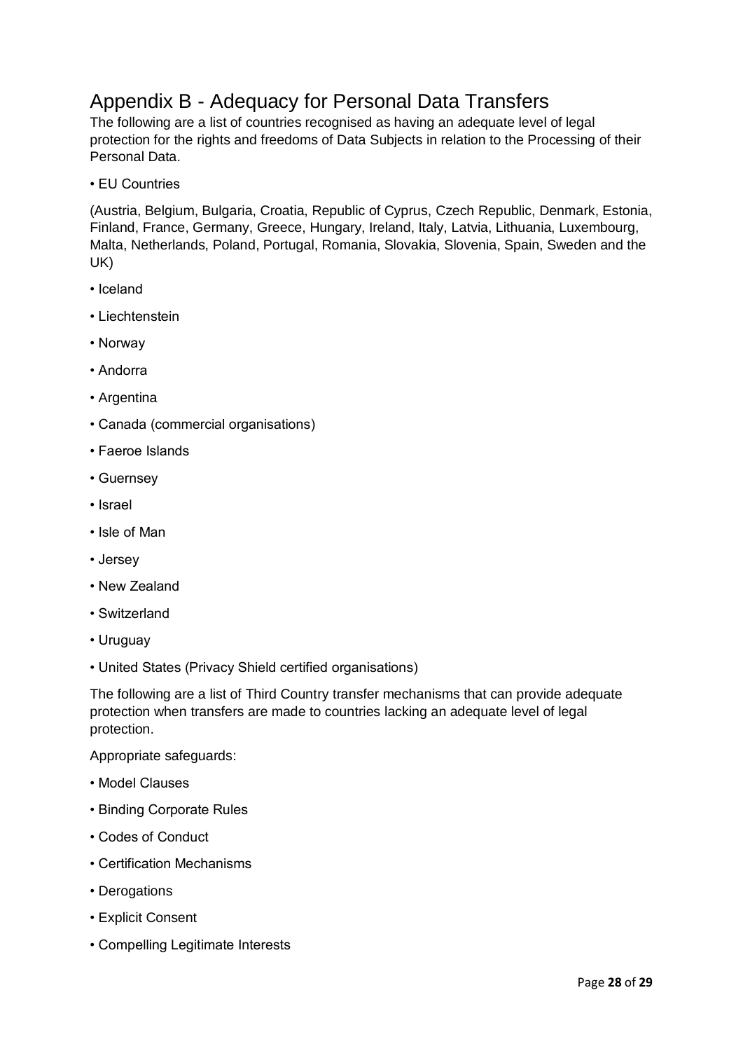# Appendix B - Adequacy for Personal Data Transfers

The following are a list of countries recognised as having an adequate level of legal protection for the rights and freedoms of Data Subjects in relation to the Processing of their Personal Data.

• EU Countries

(Austria, Belgium, Bulgaria, Croatia, Republic of Cyprus, Czech Republic, Denmark, Estonia, Finland, France, Germany, Greece, Hungary, Ireland, Italy, Latvia, Lithuania, Luxembourg, Malta, Netherlands, Poland, Portugal, Romania, Slovakia, Slovenia, Spain, Sweden and the UK)

• Iceland

• Liechtenstein

• Norway

• Andorra

• Argentina

• Canada (commercial organisations)

• Faeroe Islands

• Guernsey

• Israel

• Isle of Man

• Jersey

• New Zealand

• Switzerland

• Uruguay

• United States (Privacy Shield certified organisations)

The following are a list of Third Country transfer mechanisms that can provide adequate protection when transfers are made to countries lacking an adequate level of legal protection.

Appropriate safeguards:

• Model Clauses

• Binding Corporate Rules

• Codes of Conduct

• Certification Mechanisms

• Derogations

• Explicit Consent

• Compelling Legitimate Interests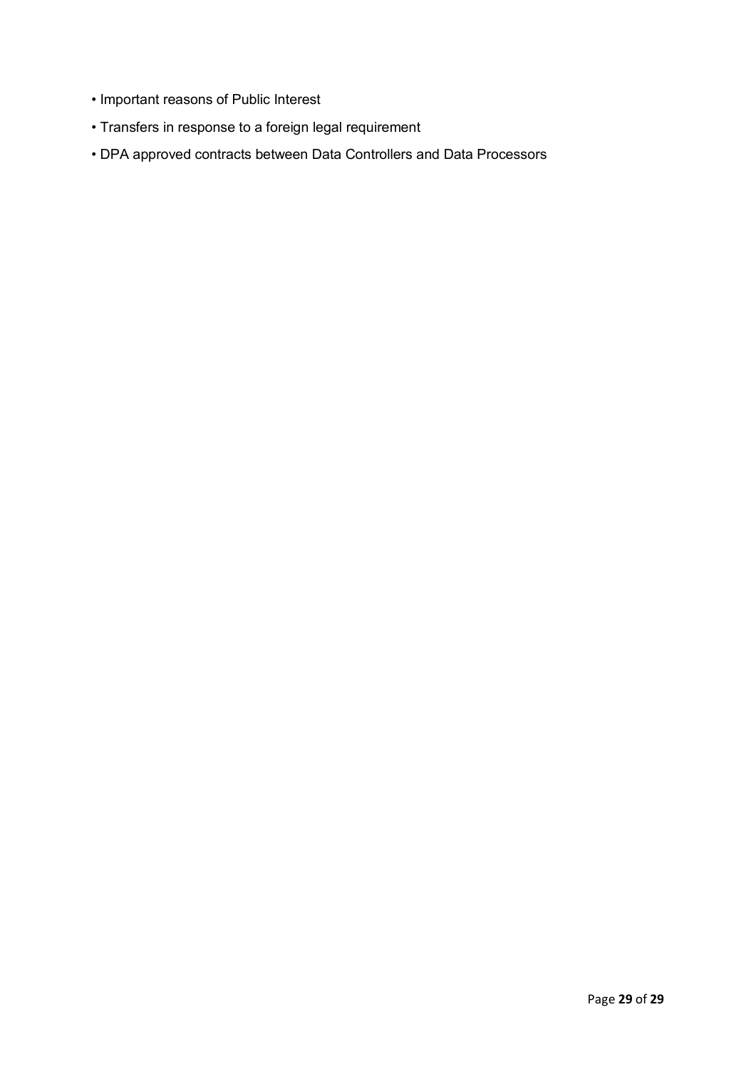- Important reasons of Public Interest
- Transfers in response to a foreign legal requirement
- DPA approved contracts between Data Controllers and Data Processors